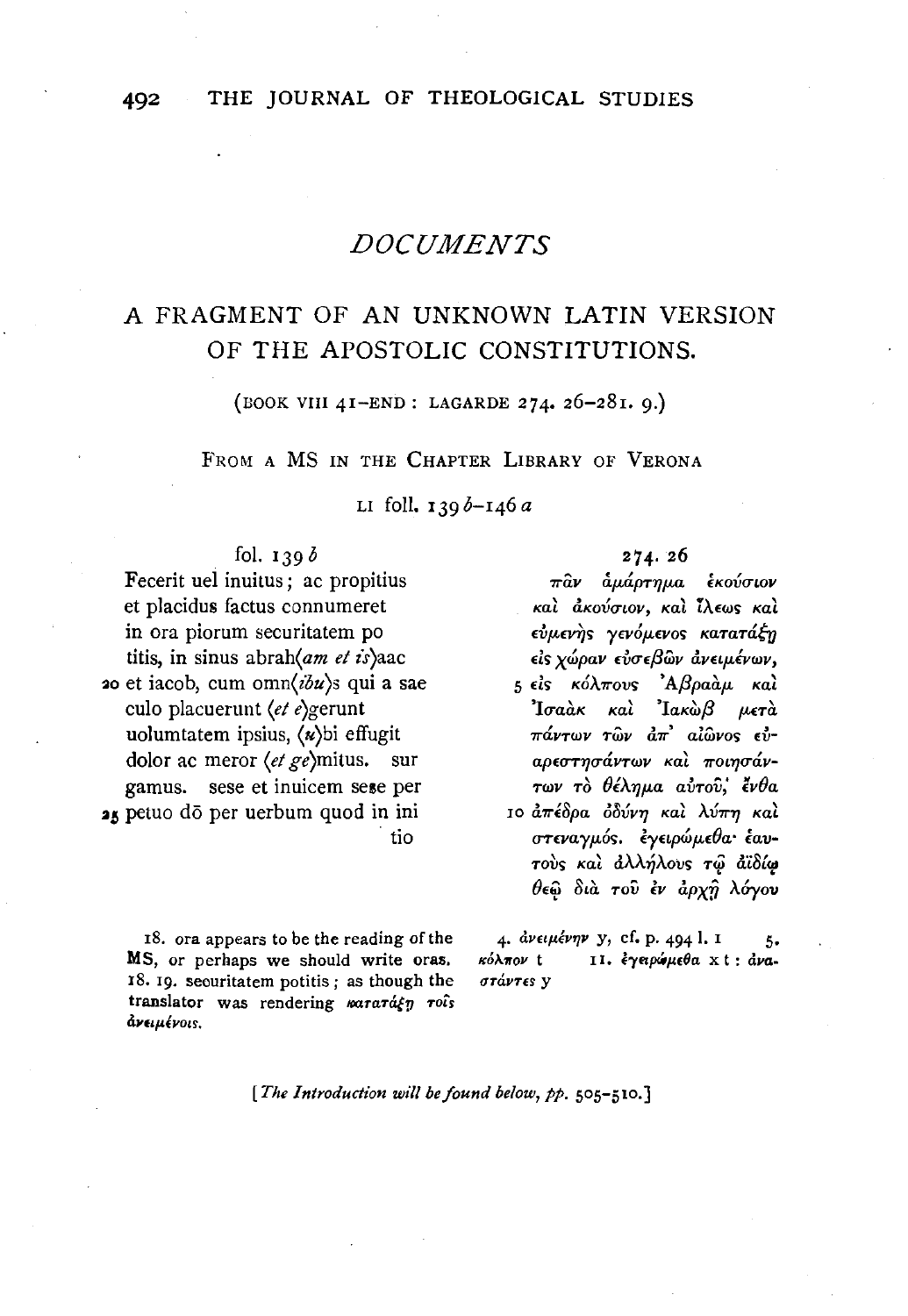# DOCUMENTS

## A FRAGMENT OF AN UNKNOWN LATIN VERSION OF THE APOSTOLIC CONSTITUTIONS.

(BOOK VIII 41–END : LAGARDE 274. 26–281. 9.)

FROM A MS IN THE CHAPTER LIBRARY OF VERONA

LI foll. 139 *b*–146 *a*

fol. 139 *b*

Fecerit uel inuitus; ac propitius
et placidus factus connumeret
in ora piorum securitatem po
titis, in sinus abrah⟨*am et is*⟩aac
20 et iacob, cum omn⟨*ibu*⟩s qui a sae
culo placuerunt ⟨*et e*⟩gerunt
uolumtatem ipsius, ⟨*u*⟩bi effugit
dolor ac meror ⟨*et ge*⟩mitus. sur
gamus. sese et inuicem sese per
25 petuo dō per uerbum quod in ini
tio

274. 26

πᾶν ἁμάρτημα ἑκούσιον
καὶ ἀκούσιον, καὶ ἵλεως καὶ
εὐμενὴς γενόμενος κατατάξῃ
εἰς χώραν εὐσεβῶν ἀνειμένων,
5 εἰς κόλπους Ἀβραὰμ καὶ
Ἰσαὰκ καὶ Ἰακὼβ μετὰ
πάντων τῶν ἀπ' αἰῶνος εὐ-
αρεστησάντων καὶ ποιησάν-
των τὸ θέλημα αὐτοῦ, ἔνθα
10 ἀπέδρα ὀδύνη καὶ λύπη καὶ
στεναγμός. ἐγειρώμεθα· ἑαυ-
τοὺς καὶ ἀλλήλους τῷ ἀϊδίῳ
θεῷ διὰ τοῦ ἐν ἀρχῇ λόγου

18. ora appears to be the reading of the MS, or perhaps we should write oras. 18. 19. securitatem potitis; as though the translator was rendering κατατάξῃ τοῖς ἀνειμένοις.

4. ἀνειμένην y, cf. p. 494 l. 1 5. κόλπον t 11. ἐγειρώμεθα x t : ἀναστάντες y

[*The Introduction will be found below, pp.* 505–510.]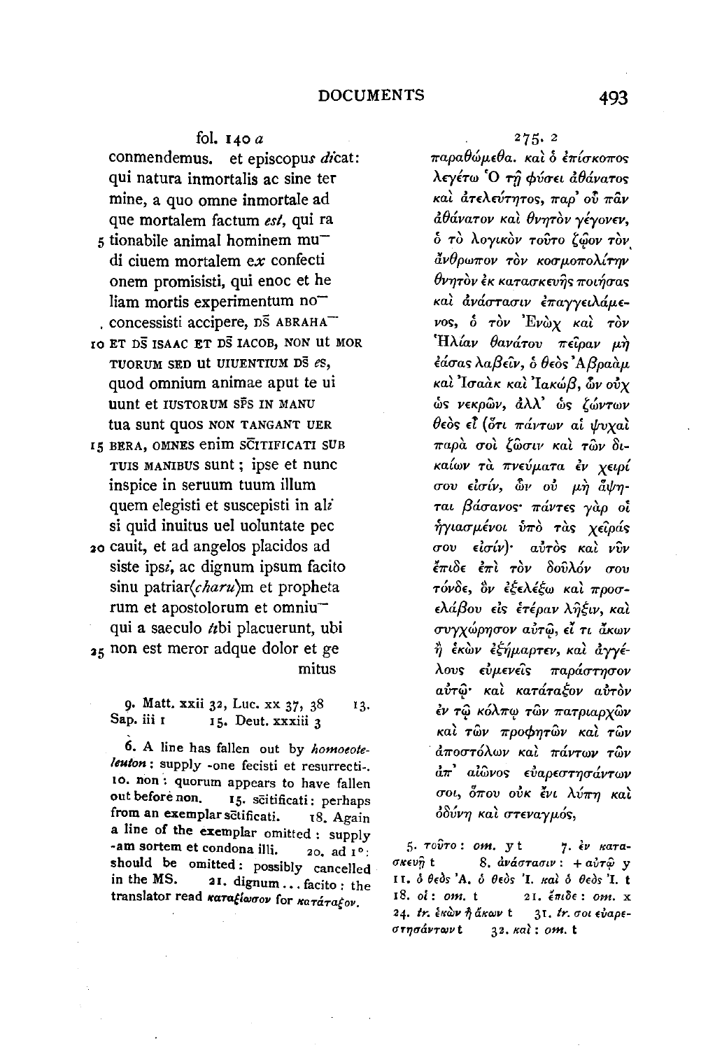fol. 140 *a*

conmendemus. et episcopu*s* *di*cat:
qui natura inmortalis ac sine ter
mine, a quo omne inmortale ad
que mortalem factum *est*, qui ra
5 tionabile animal hominem mu‾
di ciuem mortalem e*x* confecti
onem promisisti, qui enoc et he
liam mortis experimentum no‾
concessisti accipere, DS̄ ABRAHA‾
10 ET DS̄ ISAAC ET DS̄ IACOB, NON ut MOR
TUORUM SED ut UIUENTIUM DS̄ *es*,
quod omnium animae aput te ui
uunt et IUSTORUM SP̄S IN MANU
tua sunt quos NON TANGANT UER
15 BERA, OMNES enim SC̄ITIFICATI SUB
TUIS MANIBUS sunt ; ipse et nunc
inspice in seruum tuum illum
quem elegisti et suscepisti in al*i*
si quid inuitus uel uoluntate pec
20 cauit, et ad angelos placidos ad
siste ips*i*, ac dignum ipsum facito
sinu patriar⟨*charu*⟩m et propheta
rum et apostolorum et omniu‾
qui a saeculo *ti*bi placuerunt, ubi
25 non est meror adque dolor et ge
mitus

9. Matt. xxii 32, Luc. xx 37, 38 13. Sap. iii 1 15. Deut. xxxiii 3

6. A line has fallen out by *homoeoteleuton*: supply -one fecisti et resurrecti-. 10. non: quorum appears to have fallen out before non. 15. sc̄itificati: perhaps from an exemplar sc̄tificati. 18. Again a line of the exemplar omitted: supply -am sortem et condona illi. 20. ad 1°: should be omitted: possibly cancelled in the MS. 21. dignum ... facito: the translator read *καταξίωσον* for *κατάταξον*.

275. 2

παραθώμεθα. καὶ ὁ ἐπίσκοπος
λεγέτω Ὁ τῇ φύσει ἀθάνατος
καὶ ἀτελεύτητος, παρ' οὗ πᾶν
ἀθάνατον καὶ θνητὸν γέγονεν,
ὁ τὸ λογικὸν τοῦτο ζῷον τὸν
ἄνθρωπον τὸν κοσμοπολίτην
θνητὸν ἐκ κατασκευῆς ποιήσας
καὶ ἀνάστασιν ἐπαγγειλάμε-
νος, ὁ τὸν Ἐνὼχ καὶ τὸν
Ἠλίαν θανάτου πεῖραν μὴ
ἐάσας λαβεῖν, ὁ θεὸς Ἀβραὰμ
καὶ Ἰσαὰκ καὶ Ἰακώβ, ὧν οὐχ
ὡς νεκρῶν, ἀλλ' ὡς ζώντων
θεὸς εἶ (ὅτι πάντων αἱ ψυχαὶ
παρὰ σοὶ ζῶσιν καὶ τῶν δι-
καίων τὰ πνεύματα ἐν χειρί
σου εἰσίν, ὧν οὐ μὴ ἅψη-
ται βάσανος· πάντες γὰρ οἱ
ἡγιασμένοι ὑπὸ τὰς χεῖράς
σου εἰσίν)· αὐτὸς καὶ νῦν
ἔπιδε ἐπὶ τὸν δοῦλόν σου
τόνδε, ὃν ἐξελέξω καὶ προσ-
ελάβου εἰς ἑτέραν λῆξιν, καὶ
συγχώρησον αὐτῷ, εἴ τι ἄκων
ἢ ἑκὼν ἐξήμαρτεν, καὶ ἀγγέ-
λους εὐμενεῖς παράστησον
αὐτῷ· καὶ κατάταξον αὐτὸν
ἐν τῷ κόλπῳ τῶν πατριαρχῶν
καὶ τῶν προφητῶν καὶ τῶν
ἀποστόλων καὶ πάντων τῶν
ἀπ' αἰῶνος εὐαρεστησάντων
σοι, ὅπου οὐκ ἔνι λύπη καὶ
ὀδύνη καὶ στεναγμός,

5. τοῦτο: *om.* y t 7. ἐν κατασκευῇ t 8. ἀνάστασιν: + αὐτῷ y 11. ὁ θεὸς Ἀ. ὁ θεὸς Ἰ. καὶ ὁ θεὸς Ἰ. t 18. οἱ: *om.* t 21. ἔπιδε: *om.* x 24. *tr.* ἑκὼν ἢ ἄκων t 31. *tr.* σοι εὐαρεστησάντων t 32. καὶ: *om.* t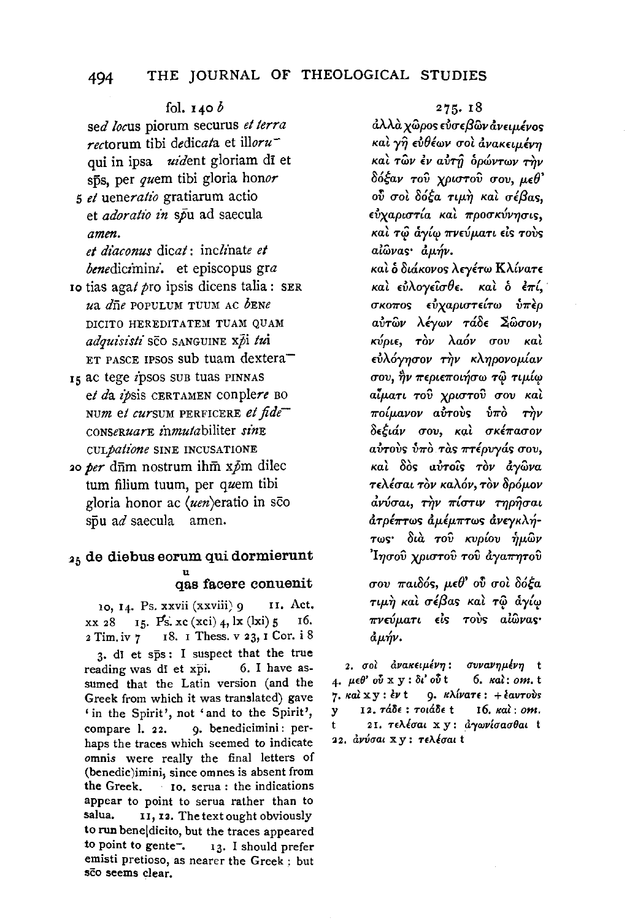fol. 140 *b*

sed *loc*us piorum securus *et terra*
*rec*torum tibi *de*dica*ta* et illoru~
qui in ipsa *uid*ent gloriam dī et
sp̄s, per *que*m tibi gloria hono*r*
5 *et* uene*ratio* gratiarum actio
et *adoratio in* sp̄u ad saecula
*amen.*
*et diaconus* dic*at*: inc*lin*at*e et*
*bene*dic*i*min*i*. et episcopus gr*a*
10 tias ag*at pro* ipsis dicens talia: SER
*ua d*n̄e POPULUM TUUM AC *b*EN*E*
DICITO HEREDITATEM TUAM QUAM
*adquisisti* sc̄o SANGUINE xp̄i *tu*i
ET PASCE IPSOS sub tuam dextera~
15 ac tege *i*psos SUB tuas PINNAS
*et da ip*sis CERTAMEN conpl*ere* BO
NUM *et cur*SUM PERFICERE *et fide*~
CONS*e*R*uar*E *in*m*uta*biliter *sin*E
CUL*patione* SINE INCUSATIONE
20 *per* dn̄m nostrum ihm̄ xp̄m dilec
tum filium tuum, per q*u*em tibi
gloria honor ac ⟨*uen*⟩eratio in sc̄o
sp̄u a*d* saecula amen.

275. 18

ἀλλὰ χῶρος εὐσεβῶν ἀνειμένος
καὶ γῆ εὐθέων σοὶ ἀνακειμένη
καὶ τῶν ἐν αὐτῇ ὁρώντων τὴν
δόξαν τοῦ χριστοῦ σου, μεθ'
οὗ σοὶ δόξα τιμὴ καὶ σέβας,
εὐχαριστία καὶ προσκύνησις,
καὶ τῷ ἁγίῳ πνεύματι εἰς τοὺς
αἰῶνας· ἀμήν.
καὶ ὁ διάκονος λεγέτω Κλίνατε
καὶ εὐλογεῖσθε. καὶ ὁ ἐπί-
σκοπος εὐχαριστείτω ὑπὲρ
αὐτῶν λέγων τάδε Σῶσον,
κύριε, τὸν λαόν σου καὶ
εὐλόγησον τὴν κληρονομίαν
σου, ἣν περιεποιήσω τῷ τιμίῳ
αἵματι τοῦ χριστοῦ σου καὶ
ποίμανον αὐτοὺς ὑπὸ τὴν
δεξιάν σου, καὶ σκέπασον
αὐτοὺς ὑπὸ τὰς πτέρυγάς σου,
καὶ δὸς αὐτοῖς τὸν ἀγῶνα
τελέσαι τὸν καλόν, τὸν δρόμον
ἀνύσαι, τὴν πίστιν τηρῆσαι
ἀτρέπτως ἀμέμπτως ἀνεγκλή-
τως· διὰ τοῦ κυρίου ἡμῶν
Ἰησοῦ χριστοῦ τοῦ ἀγαπητοῦ
σου παιδός, μεθ' οὗ σοὶ δόξα
τιμὴ καὶ σέβας καὶ τῷ ἁγίῳ
πνεύματι εἰς τοὺς αἰῶνας·
ἀμήν.

25 **de diebus eorum qui dormierunt**
**q(u)as facere conuenit**

10, 14. Ps. xxvii (xxviii) 9 11. Act. xx 28 15. Ps. xc (xci) 4, lx (lxi) 5 16. 2 Tim. iv 7 18. 1 Thess. v 23, 1 Cor. i 8

3. dī et sp̄s: I suspect that the true reading was dī et xp̄i. 6. I have assumed that the Latin version (and the Greek from which it was translated) gave 'in the Spirit', not 'and to the Spirit', compare l. 22. 9. benedicimini: perhaps the traces which seemed to indicate *omnis* were really the final letters of (benedic)imini, since omnes is absent from the Greek. 10. serua: the indications appear to point to serua rather than to salua. 11, 12. The text ought obviously to run bene|dicito, but the traces appeared to point to gente~. 13. I should prefer emisti pretioso, as nearer the Greek: but sc̄o seems clear.

2. σοὶ ἀνακειμένη: συνανημένη t 4. μεθ' οὗ x y: δι' οὗ t 6. καὶ: *om.* t 7. καὶ x y: ἐν t 9. κλίνατε: + ἑαυτοὺς y 12. τάδε: τοιάδε t 16. καὶ: *om.* t 21. τελέσαι x y: ἀγωνίσασθαι t 22. ἀνύσαι x y: τελέσαι t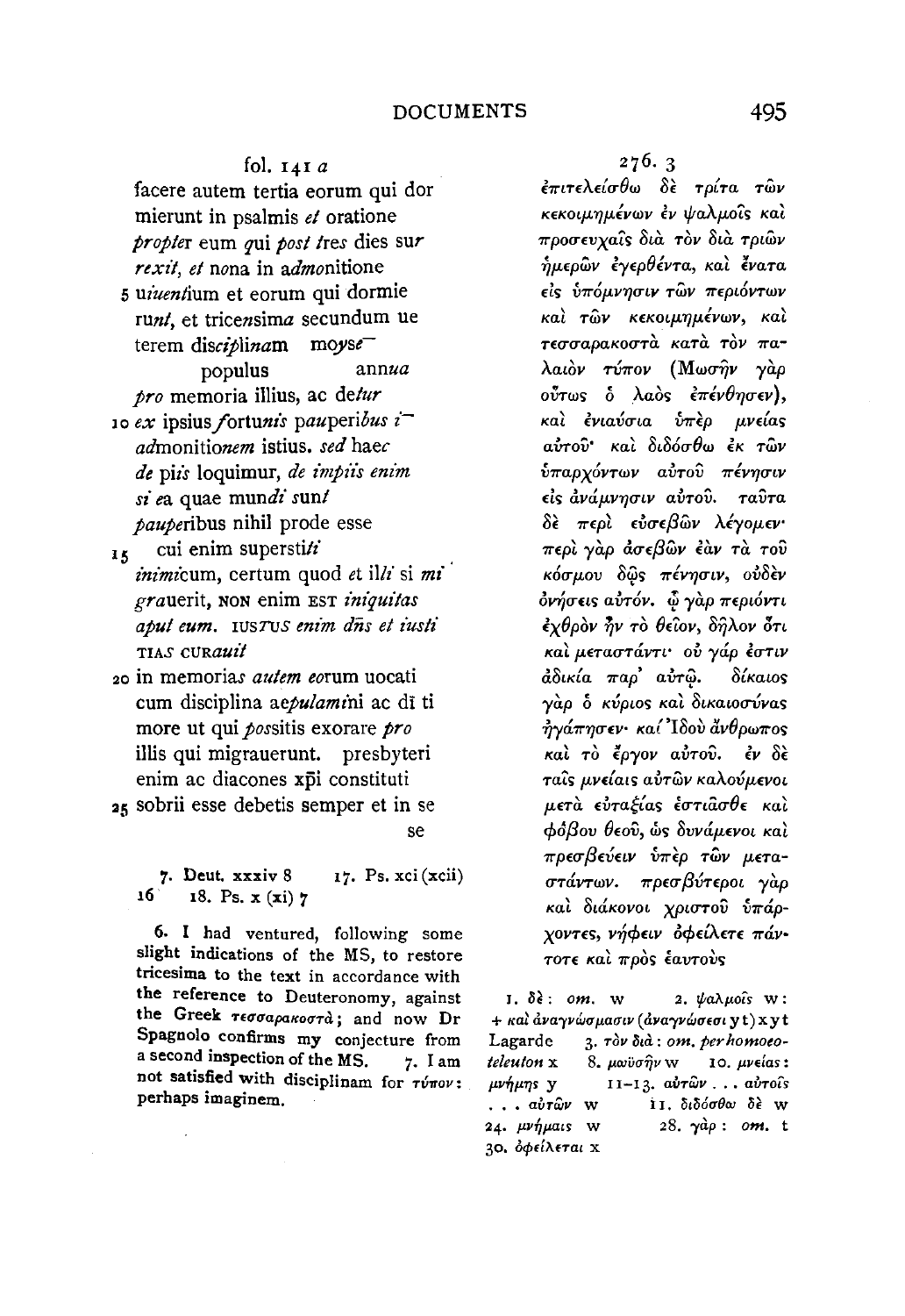fol. 141 *a*

facere autem tertia eorum qui dor
mierunt in psalmis *et* oratione
*propte*r eum *q*ui *post t*res dies sur
*rexit*, *et* nona in a*dmo*nitione
5 u*iuent*ium et eorum qui dormie
ru*nt*, et trice*n*sim*a* secundum ue
terem dis*cip*l*ina*m mo*y*se¯
populus ann*ua*
*pro* memoria illius, ac de*tur*
10 *ex* ipsius *f*ortu*nis* pau*per*i*bus i*¯
*ad*monitio*nem* istius. *sed* hae*c*
*de* pi*is* loquimur, *de impiis enim*
*si e*a quae mun*di* sun*t*
*pau*peribus nihil prode esse
15 cui enim supersti*ti*
*inimi*cum, certum quod *et* il*li* si *mi*
*gr*auerit, NON enim EST *iniquitas*
*aput eum*. IUS*TUS enim* d̄n̄s *et iusti*
TIA*S* CUR*auit*
20 in memoria*s autem eo*rum uocati
cum disciplina ae*pulam*i*ni* ac dī ti
more ut qui *po*ssitis exorare *pro*
illis qui migrauerunt. presbyteri
enim ac diacones xp̄i constituti
25 sobrii esse debetis semper et in se
se

7. Deut. xxxiv 8  17. Ps. xci (xcii) 16  18. Ps. x (xi) 7

6. I had ventured, following some slight indications of the MS, to restore tricesima to the text in accordance with the reference to Deuteronomy, against the Greek τεσσαρακοστὰ; and now Dr Spagnolo confirms my conjecture from a second inspection of the MS. 7. I am not satisfied with disciplinam for τύπον: perhaps imaginem.

276. 3

ἐπιτελείσθω δὲ τρίτα τῶν κεκοιμημένων ἐν ψαλμοῖς καὶ προσευχαῖς διὰ τὸν διὰ τριῶν ἡμερῶν ἐγερθέντα, καὶ ἔνατα εἰς ὑπόμνησιν τῶν περιόντων καὶ τῶν κεκοιμημένων, καὶ τεσσαρακοστὰ κατὰ τὸν παλαιὸν τύπον (Μωσῆν γὰρ οὕτως ὁ λαὸς ἐπένθησεν), καὶ ἐνιαύσια ὑπὲρ μνείας αὐτοῦ· καὶ διδόσθω ἐκ τῶν ὑπαρχόντων αὐτοῦ πένησιν εἰς ἀνάμνησιν αὐτοῦ. ταῦτα δὲ περὶ εὐσεβῶν λέγομεν· περὶ γὰρ ἀσεβῶν ἐὰν τὰ τοῦ κόσμου δῷς πένησιν, οὐδὲν ὀνήσεις αὐτόν. ᾧ γὰρ περιόντι ἐχθρὸν ἦν τὸ θεῖον, δῆλον ὅτι καὶ μεταστάντι· οὐ γάρ ἐστιν ἀδικία παρ' αὐτῷ. δίκαιος γὰρ ὁ κύριος καὶ δικαιοσύνας ἠγάπησεν· καί Ἰδοὺ ἄνθρωπος καὶ τὸ ἔργον αὐτοῦ. ἐν δὲ ταῖς μνείαις αὐτῶν καλούμενοι μετὰ εὐταξίας ἑστιᾶσθε καὶ φόβου θεοῦ, ὡς δυνάμενοι καὶ πρεσβεύειν ὑπὲρ τῶν μεταστάντων. πρεσβύτεροι γὰρ καὶ διάκονοι χριστοῦ ὑπάρχοντες, νήφειν ὀφείλετε πάντοτε καὶ πρὸς ἑαυτοὺς

1. δὲ: *om.* w  2. ψαλμοῖς w: + καὶ ἀναγνώσμασιν (ἀναγνώσεσι y t) x y t Lagarde  3. τὸν διὰ: *om. per homoeoteleuton* x  8. μωϋσῆν w  10. μνείας: μνήμης y  11–13. αὐτῶν . . . αὐτοῖς . . . αὐτῶν w  11. διδόσθω δὲ w  24. μνήμαις w  28. γὰρ: *om.* t  30. ὀφείλεται x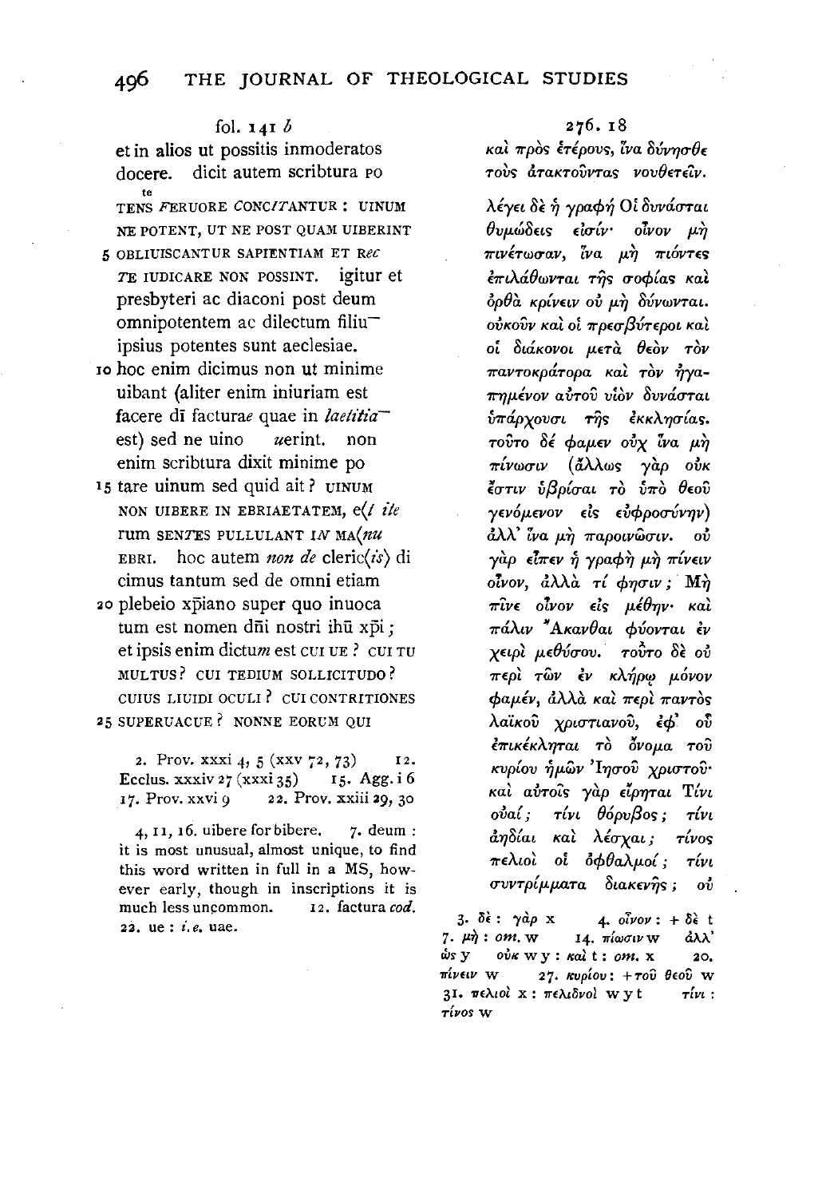fol. 141 *b*

et in alios ut possitis inmoderatos docere. dicit autem scriptura PO

TENS FERUORE CONCITANTUR : UINUM NE POTENT, UT NE POST QUAM UIBERINT

5 OBLIUISCANTUR SAPIENTIAM ET REC TE IUDICARE NON POSSINT. igitur et presbyteri ac diaconi post deum omnipotentem ac dilectum filiu— ipsius potentes sunt aeclesiae.

10 hoc enim dicimus non ut minime uibant (aliter enim iniuriam est facere dī facturae quae in *laetitia*— est) sed ne uino *u*erint. non enim scribtura dixit minime po

15 tare uinum sed quid ait? UINUM NON UIBERE IN EBRIAETATEM, e*(t ite* rum SENTES PULLULANT IN MA*(nu* EBRI. hoc autem *non de* cleric*(is)* di cimus tantum sed de omni etiam

20 plebeio xp̄iano super quo inuoca tum est nomen dn̄i nostri ihū xp̄i ; et ipsis enim dictu*m* est CUI UE ? CUI TU MULTUS ? CUI TEDIUM SOLLICITUDO ? CUIUS LIUIDI OCULI ? CUI CONTRITIONES

25 SUPERUACUE ? NONNE EORUM QUI

2. Prov. xxxi 4, 5 (xxv 72, 73) 12. Ecclus. xxxiv 27 (xxxi 35) 15. Agg. i 6 17. Prov. xxvi 9 22. Prov. xxiii 29, 30

4, 11, 16. uibere for bibere. 7. deum : it is most unusual, almost unique, to find this word written in full in a MS, however early, though in inscriptions it is much less uncommon. 12. factura *cod.* 22. ue : *i.e.* uae.

276. 18

καὶ πρὸς ἑτέρους, ἵνα δύνησθε τοὺς ἀτακτοῦντας νουθετεῖν.

λέγει δὲ ἡ γραφή Οἱ δυνάσται θυμώδεις εἰσίν· οἶνον μὴ πινέτωσαν, ἵνα μὴ πιόντες ἐπιλάθωνται τῆς σοφίας καὶ ὀρθὰ κρίνειν οὐ μὴ δύνωνται. οὐκοῦν καὶ οἱ πρεσβύτεροι καὶ οἱ διάκονοι μετὰ θεὸν τὸν παντοκράτορα καὶ τὸν ἠγαπημένον αὐτοῦ υἱὸν δυνάσται ὑπάρχουσι τῆς ἐκκλησίας. τοῦτο δέ φαμεν οὐχ ἵνα μὴ πίνωσιν (ἄλλως γὰρ οὐκ ἔστιν ὑβρίσαι τὸ ὑπὸ θεοῦ γενόμενον εἰς εὐφροσύνην) ἀλλ' ἵνα μὴ παροινῶσιν. οὐ γὰρ εἶπεν ἡ γραφὴ μὴ πίνειν οἶνον, ἀλλὰ τί φησιν ; Μὴ πῖνε οἶνον εἰς μέθην· καὶ πάλιν Ἄκανθαι φύονται ἐν χειρὶ μεθύσου. τοῦτο δὲ οὐ περὶ τῶν ἐν κλήρῳ μόνον φαμέν, ἀλλὰ καὶ περὶ παντὸς λαϊκοῦ χριστιανοῦ, ἐφ' οὗ ἐπικέκληται τὸ ὄνομα τοῦ κυρίου ἡμῶν Ἰησοῦ χριστοῦ· καὶ αὐτοῖς γὰρ εἴρηται Τίνι οὐαί ; τίνι θόρυβος ; τίνι ἀηδίαι καὶ λέσχαι ; τίνος πελιοὶ οἱ ὀφθαλμοί ; τίνι συντρίμματα διακενῆς ; οὐ

3. δὲ : γὰρ x 4. οἶνον : + δὲ t 7. μὴ : *om.* w 14. πίωσιν w ἀλλ' ὡς y οὐκ w y : καὶ t : *om.* x 20. πίνειν w 27. κυρίου : + τοῦ θεοῦ w 31. πελιοὶ x : πελιδνοὶ w y t τίνι : τίνος w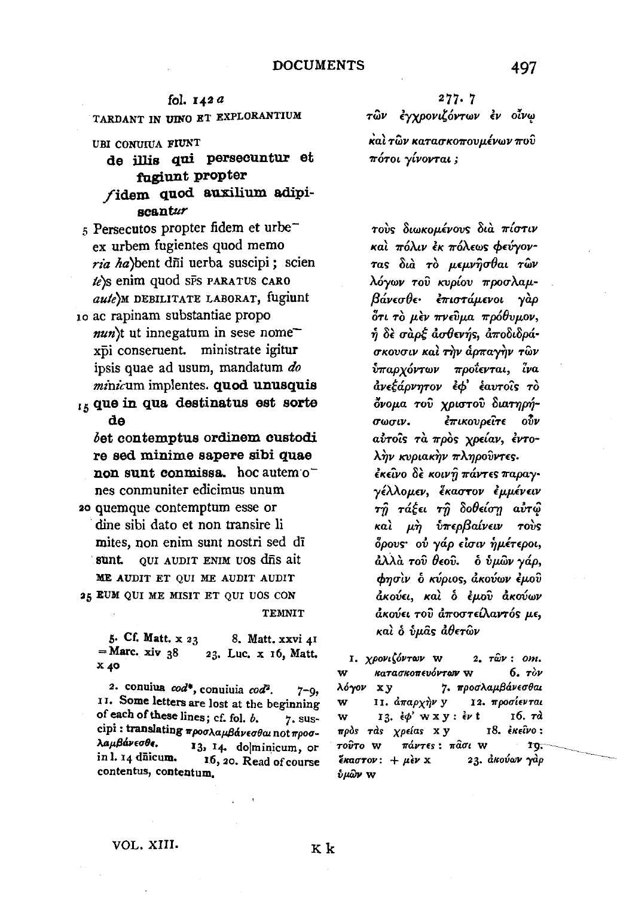fol. 142 *a*

TARDANT IN UINO ET EXPLORANTIUM

UBI CONUIUA FIUNT

**de illis qui persecuntur et fugiunt propter /idem quod auxilium adipiscan*tur***

5 Persecutos propter fidem et urbe‾ ex urbem fugientes quod memo *ria ha*)bent dñi uerba suscipi; scien *te*)s enim quod sp̄s PARATUS CARO *aute*)M DEBILITATE LABORAT, fugiunt 10 ac rapinam substantiae propo *nun*)t ut innegatum in sese nome‾ xp̄i conseruent. ministrate igitur ipsis quae ad usum, mandatum *do minic*um implentes. **quod unusquis** 15 **que in qua destinatus est sorte de *b*et contemptus ordinem custodi re sed minime sapere sibi quae non sunt conmissa.** hoc autem o‾ nes conmuniter edicimus unum 20 quemque contemptum esse or dine sibi dato et non transire li mites, non enim sunt nostri sed dī sunt. QUI AUDIT ENIM UOS dñs ait ME AUDIT ET QUI ME AUDIT AUDIT 25 EUM QUI ME MISIT ET QUI UOS CON TEMNIT

277. 7

τῶν ἐγχρονιζόντων ἐν οἴνῳ καὶ τῶν κατασκοπουμένων ποῦ πότοι γίνονται;

τοὺς διωκομένους διὰ πίστιν καὶ πόλιν ἐκ πόλεως φεύγοντας διὰ τὸ μεμνῆσθαι τῶν λόγων τοῦ κυρίου προσλαμβάνεσθε· ἐπιστάμενοι γὰρ ὅτι τὸ μὲν πνεῦμα πρόθυμον, ἡ δὲ σὰρξ ἀσθενής, ἀποδιδράσκουσιν καὶ τὴν ἁρπαγὴν τῶν ὑπαρχόντων προΐενται, ἵνα ἀνεξάρνητον ἐφ᾽ ἑαυτοῖς τὸ ὄνομα τοῦ χριστοῦ διατηρήσωσιν. ἐπικουρεῖτε οὖν αὐτοῖς τὰ πρὸς χρείαν, ἐντολὴν κυριακὴν πληροῦντες. ἐκεῖνο δὲ κοινῇ πάντες παραγγέλλομεν, ἕκαστον ἐμμένειν τῇ τάξει τῇ δοθείσῃ αὐτῷ καὶ μὴ ὑπερβαίνειν τοὺς ὅρους· οὐ γάρ εἰσιν ἡμέτεροι, ἀλλὰ τοῦ θεοῦ. ὁ ὑμῶν γάρ, φησὶν ὁ κύριος, ἀκούων ἐμοῦ ἀκούει, καὶ ὁ ἐμοῦ ἀκούων ἀκούει τοῦ ἀποστείλαντός με, καὶ ὁ ὑμᾶς ἀθετῶν

5. Cf. Matt. x 23  8. Matt. xxvi 41 = Marc. xiv 38  23. Luc. x 16, Matt. x 40

2. conuiua *cod*\*, conuiuia *cod*². 7–9, 11. Some letters are lost at the beginning of each of these lines; cf. fol. *b*. 7. suscipi: translating προσλαμβάνεσθαι not προσλαμβάνεσθε. 13, 14. do|minicum, or in l. 14 dñicum. 16, 20. Read of course contentus, contentum.

1. χρονιζόντων w  2. τῶν: *om.* w  κατασκοπευόντων w  6. τὸν λόγον x y  7. προσλαμβάνεσθαι w  11. ἀπαρχὴν y  12. προσίενται w  13. ἐφ᾽ w x y: ἐν t  16. τὰ πρὸς τὰς χρείας x y  18. ἐκεῖνο: τοῦτο w  πάντες: πᾶσι w  19. ἕκαστον: + μὲν x  23. ἀκούων γὰρ ὑμῶν w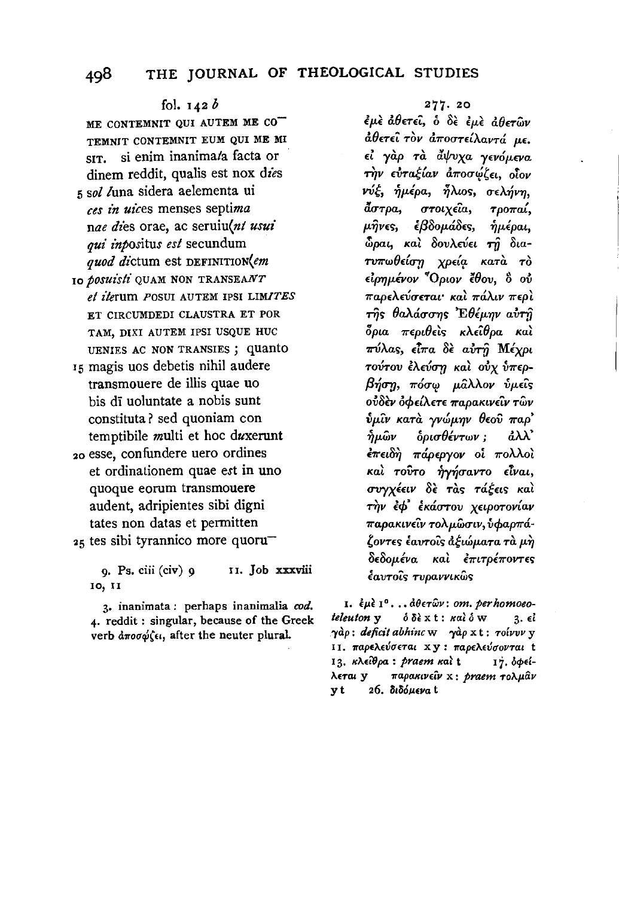fol. 142 *b*

ME CONTEMNIT QUI AUTEM ME CO͞
TEMNIT CONTEMNIT EUM QUI ME MI
SIT. si enim inanima*t*a facta or
dinem reddit, qualis est nox d*ie*s
5 so*l* *l*una sidera aelementa ui
*ces in uic*es menses septi*ma*
n*ae die*s orae, ac seruiu(*nt usui*
*qui inpo*situ*s est* secundum
*quod di*ctum est DEFINITION(*em*
10 *posuisti* QUAM NON TRANSEA*NT*
*et ite*rum *P*OSUI AUTEM IPSI LIM*ITES*
ET CIRCUMDEDI CLAUSTRA ET POR
TAM, DIXI AUTEM IPSI USQUE HUC
UENIES AC NON TRANSIES ; quanto
15 magis uos debetis nihil audere
transmouere de illis quae uo
bis dī uoluntate a nobis sunt
constituta? sed quoniam con
temptibile *m*ulti et hoc d*u*xerunt
20 esse, confundere uero ordines
et ordinationem quae e*s*t in uno
quoque eorum transmouere
audent, adripientes sibi digni
tates non datas et permitten
25 tes sibi tyrannico more quoru͞

277. 20

ἐμὲ ἀθετεῖ, ὁ δὲ ἐμὲ ἀθετῶν
ἀθετεῖ τὸν ἀποστείλαντά με.
εἰ γὰρ τὰ ἄψυχα γενόμενα
τὴν εὐταξίαν ἀποσῴζει, οἷον
νύξ, ἡμέρα, ἥλιος, σελήνη,
ἄστρα, στοιχεῖα, τροπαί,
μῆνες, ἑβδομάδες, ἡμέραι,
ὧραι, καὶ δουλεύει τῇ δια-
τυπωθείσῃ χρείᾳ κατὰ τὸ
εἰρημένον Ὅριον ἔθου, ὃ οὐ
παρελεύσεται· καὶ πάλιν περὶ
τῆς θαλάσσης Ἐθέμην αὐτῇ
ὅρια περιθεὶς κλεῖθρα καὶ
πύλας, εἶτα δὲ αὐτῇ Μέχρι
τούτου ἐλεύσῃ καὶ οὐχ ὑπερ-
βήσῃ, πόσῳ μᾶλλον ὑμεῖς
οὐδὲν ὀφείλετε παρακινεῖν τῶν
ὑμῖν κατὰ γνώμην θεοῦ παρ'
ἡμῶν ὁρισθέντων; ἀλλ'
ἐπειδὴ πάρεργον οἱ πολλοὶ
καὶ τοῦτο ἡγήσαντο εἶναι,
συγχέειν δὲ τὰς τάξεις καὶ
τὴν ἐφ' ἑκάστου χειροτονίαν
παρακινεῖν τολμῶσιν, ὑφαρπά-
ζοντες ἑαυτοῖς ἀξιώματα τὰ μὴ
δεδομένα καὶ ἐπιτρέποντες
ἑαυτοῖς τυραννικῶς

9. Ps. ciii (civ) 9  11. Job xxxviii 10, 11

3. inanimata: perhaps inanimalia *cod.*
4. reddit: singular, because of the Greek verb ἀποσῴζει, after the neuter plural.

1. ἐμὲ 1°... ἀθετῶν: *om. per homoeoteleuton* y  ὁ δὲ x t: καὶ ὁ w  3. εἰ γὰρ: *deficit abhinc* w  γὰρ x t: τοίνυν y  11. παρελεύσεται x y: παρελεύσονται t  13. κλεῖθρα: *praem* καὶ t  17. ὀφείλεται y  παρακινεῖν x: *praem* τολμᾶν y t  26. διδόμενα t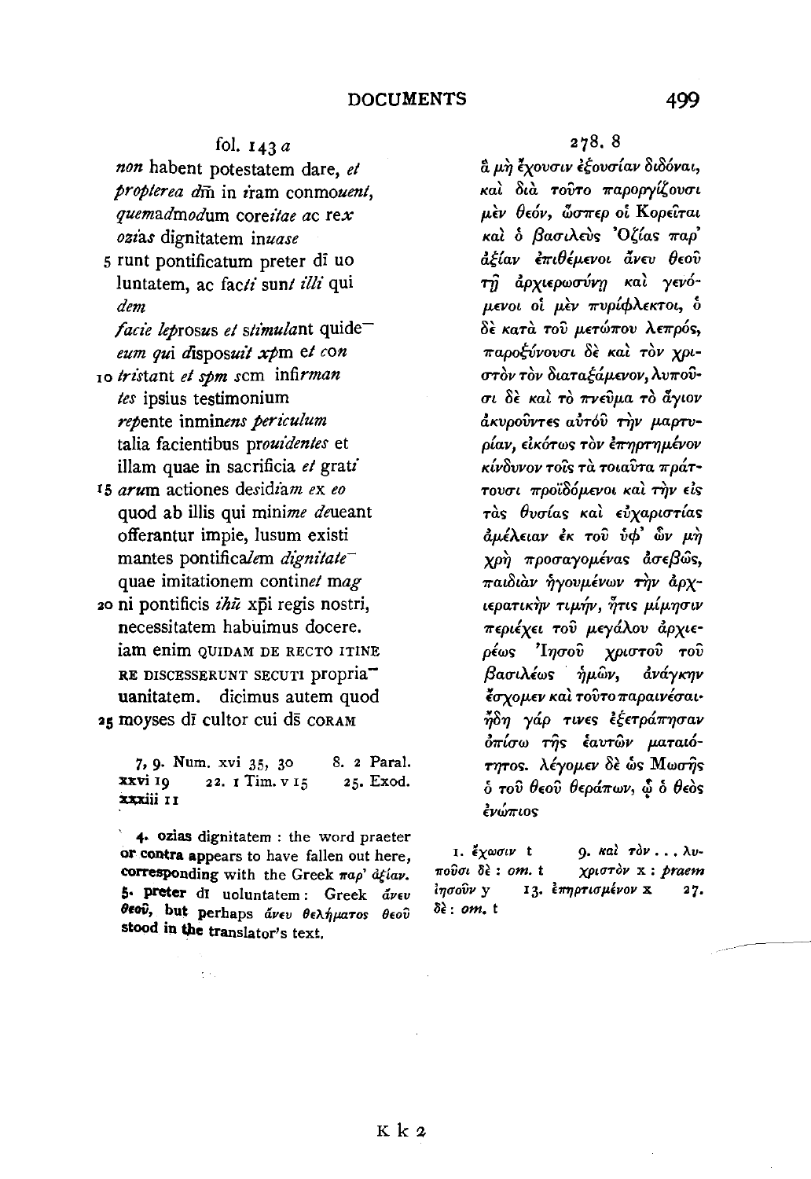fol. 143 *a*

*non* habent potestatem dare, *et*
*propterea* d̄m in *i*ram conmo*uent*,
*quemad*mo*d*um core*it*ae ac rex
ozias dignitatem in*uase*
5 runt pontificatum preter dī uo
luntatem, ac fac*ti* sun*t* *illi* qui
*dem*
*facie le*prosus *et* s*timula*nt quide-
*eum qui* d*isposuit* *xp*m *et con*
10 *tris*tant *et spm* scm infir*man*
*tes* ipsius testimonium
*re*pente immi*nens periculum*
talia facientibus pro*uidentes* et
illam quae in sacrificia *et* grat*i*
15 *aru*m actiones de*sidiam ex eo*
quod ab illis qui mini*me de*ueant
offerantur impie, lusum existi
mantes pontifica*lem* *dignitate*-
quae imitationem contine*t* ma*g*
20 ni pontificis *ihū* xp̄i regis nostri,
necessitatem habuimus docere.
iam enim QUIDAM DE RECTO ITINE
RE DISCESSERUNT SECUTI propria-
uanitatem. dicimus autem quod
25 moyses dī cultor cui ds̄ CORAM

7, 9. Num. xvi 35, 30 8. 2 Paral. xxvi 19 22. 1 Tim. v 15 25. Exod. xxxiii 11

4. **ozias dignitatem**: the word praeter or contra appears to have fallen out here, corresponding with the Greek παρ' ἀξίαν. 5. **preter** dī uoluntatem: Greek ἄνευ θεοῦ, but perhaps ἄνευ θελήματος θεοῦ stood in the translator's text.

278. 8

ἃ μὴ ἔχουσιν ἐξουσίαν διδόναι, καὶ διὰ τοῦτο παροργίζουσι μὲν θεόν, ὥσπερ οἱ Κορεῖται καὶ ὁ βασιλεὺς Ὀζίας παρ' ἀξίαν ἐπιθέμενοι ἄνευ θεοῦ τῇ ἀρχιερωσύνῃ καὶ γενόμενοι οἱ μὲν πυρίφλεκτοι, ὁ δὲ κατὰ τοῦ μετώπου λεπρός, παροξύνουσι δὲ καὶ τὸν χριστὸν τὸν διαταξάμενον, λυποῦσι δὲ καὶ τὸ πνεῦμα τὸ ἅγιον ἀκυροῦντες αὐτοῦ τὴν μαρτυρίαν, εἰκότως τὸν ἐπηρτημένον κίνδυνον τοῖς τὰ τοιαῦτα πράττουσι προϊδόμενοι καὶ τὴν εἰς τὰς θυσίας καὶ εὐχαριστίας ἀμέλειαν ἐκ τοῦ ὑφ' ὧν μὴ χρὴ προσαγομένας ἀσεβῶς, παιδιὰν ἡγουμένων τὴν ἀρχιερατικὴν τιμήν, ἥτις μίμησιν περιέχει τοῦ μεγάλου ἀρχιερέως Ἰησοῦ χριστοῦ τοῦ βασιλέως ἡμῶν, ἀνάγκην ἔσχομεν καὶ τοῦτο παραινέσαι· ἤδη γάρ τινες ἐξετράπησαν ὀπίσω τῆς ἑαυτῶν ματαιότητος. λέγομεν δὲ ὡς Μωσῆς ὁ τοῦ θεοῦ θεράπων, ᾧ ὁ θεὸς ἐνώπιος

1. ἔχωσιν t 9. καὶ τὸν ... λυποῦσι δὲ: *om.* t χριστὸν x: *praem* ἰησοῦν y 13. ἐπηρτισμένον x 27. δὲ: *om.* t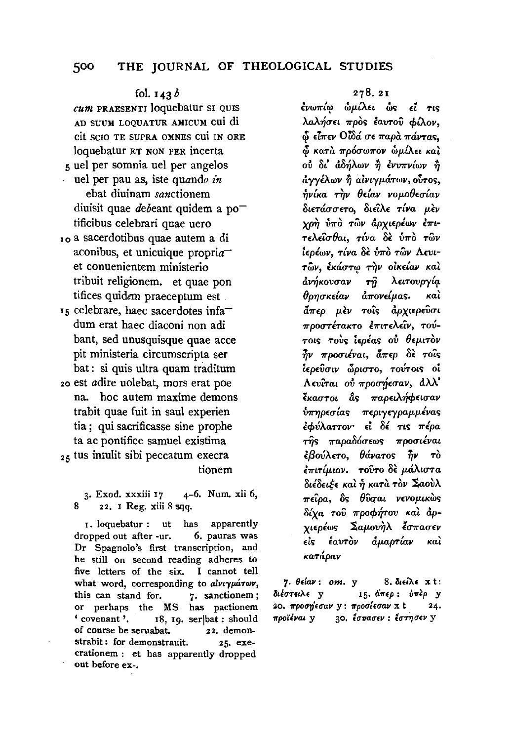fol. 143 *b*

*cum* PRAESENTI loquebatur SI QUIS AD SUUM LOQUATUR AMICUM cui di cit SCIO TE SUPRA OMNES cui IN ORE loquebatur ET NON PER incerta
5 uel per somnia uel per angelos uel per pau as, iste qua*ndo in* ebat diuinam *sanc*tionem diuisit quae *de*beant quidem a po‾ tificibus celebrari quae uero
10 a sacerdotibus quae autem a di aconibus, et unicuique propri*a*‾ et conuenientem ministerio tribuit religionem. et quae pon tifices quid*em* praeceptum est
15 celebrare, haec sacerdotes infa‾ dum erat haec diaconi non adi bant, sed unusquisque quae acce pit ministeria circumscripta ser bat: si quis ultra quam traditum
20 est *a*dire uolebat, mors erat poe na. hoc autem maxime demons trabit quae fuit in saul experien tia; qui sacrificasse sine prophe ta ac pontifice samuel existima
25 tus intulit sibi peccatum execra tionem

278. 21

ἐνωπίῳ ὡμίλει ὡς εἴ τις λαλήσει πρὸς ἑαυτοῦ φίλον, ᾧ εἶπεν Οἶδά σε παρὰ πάντας, ᾧ κατὰ πρόσωπον ὡμίλει καὶ οὐ δι' ἀδήλων ἢ ἐνυπνίων ἢ ἀγγέλων ἢ αἰνιγμάτων, οὗτος, ἡνίκα τὴν θείαν νομοθεσίαν διετάσσετο, διεῖλε τίνα μὲν χρὴ ὑπὸ τῶν ἀρχιερέων ἐπιτελεῖσθαι, τίνα δὲ ὑπὸ τῶν ἱερέων, τίνα δὲ ὑπὸ τῶν Λευιτῶν, ἑκάστῳ τὴν οἰκείαν καὶ ἀνήκουσαν τῇ λειτουργίᾳ θρησκείαν ἀπονείμας. καὶ ἅπερ μὲν τοῖς ἀρχιερεῦσι προστέτακτο ἐπιτελεῖν, τούτοις τοὺς ἱερέας οὐ θεμιτὸν ἦν προσιέναι, ἅπερ δὲ τοῖς ἱερεῦσιν ὥριστο, τούτοις οἱ Λευῖται οὐ προσήεσαν, ἀλλ' ἕκαστοι ἃς παρειλήφεισαν ὑπηρεσίας περιγεγραμμένας ἐφύλαττον· εἰ δέ τις πέρα τῆς παραδόσεως προσιέναι ἐβούλετο, θάνατος ἦν τὸ ἐπιτίμιον. τοῦτο δὲ μάλιστα διέδειξε καὶ ἡ κατὰ τὸν Σαοὺλ πεῖρα, ὃς θῦσαι νενομικὼς δίχα τοῦ προφήτου καὶ ἀρχιερέως Σαμουὴλ ἔσπασεν εἰς ἑαυτὸν ἁμαρτίαν καὶ κατάραν

3. Exod. xxxiii 17 4-6. Num. xii 6, 8 22. 1 Reg. xiii 8 sqq.

1. loquebatur: ut has apparently dropped out after -ur. 6. pauras was Dr Spagnolo's first transcription, and he still on second reading adheres to five letters of the six. I cannot tell what word, corresponding to *αἰνιγμάτων*, this can stand for. 7. sanctionem; or perhaps the MS has pactionem 'covenant'. 18, 19. ser|bat: should of course be seruabat. 22. demonstrabit: for demonstrauit. 25. execrationem: et has apparently dropped out before ex-.

7. θείαν: *om.* y 8. διεῖλε x t: διέστειλε y 15. ἅπερ: ὑπὲρ y 20. προσήεσαν y: προσίεσαν x t 24. προϊέναι y 30. ἔσπασεν: ἔστησεν y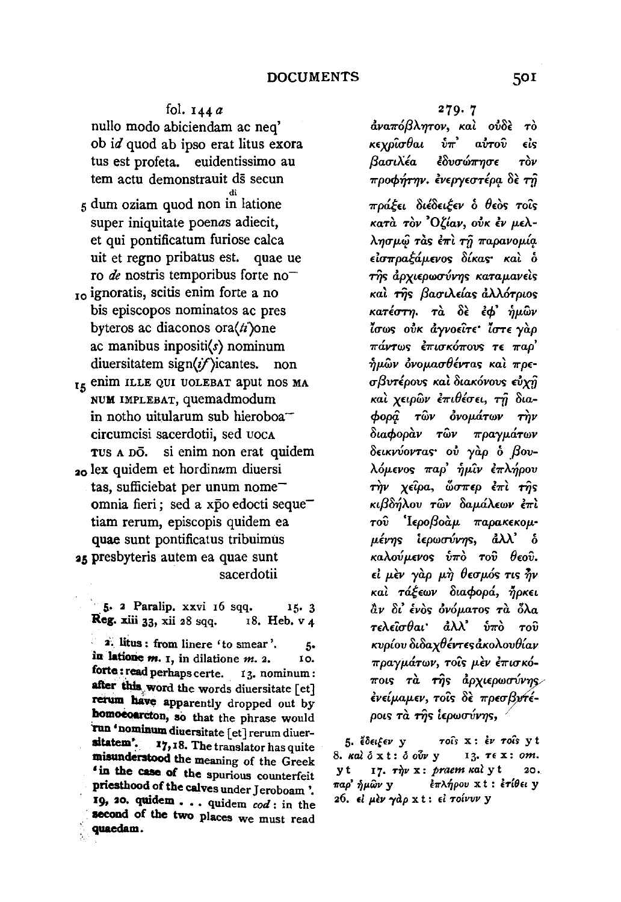fol. 144 *a*

nullo modo abiciendam ac neq'
ob *id* quod ab ipso erat litus exora
tus est profeta. euidentissimo au
tem actu demonstrauit ds̄ secun
5 dum oziam quod non in ^di^ latione
super iniquitate poen*as* adiecit,
et qui pontificatum furiose calca
uit et regno pribatus est. quae ue
ro *de* nostris temporibus forte no¯
10 ignoratis, scitis enim forte a no
bis episcopos nominatos ac pres
byteros ac diaconos ora(*ti*)one
ac manibus inpositi(*s*) nominum
diuersitatem sign(*if*)icantes. non
15 enim ILLE QUI UOLEBAT aput nos MA
NUM IMPLEBAT, quemadmodum
in notho uitularum sub hieroboa¯
circumcisi sacerdotii, sed UOCA
TUS A DŌ. si enim non erat quidem
20 lex quidem et hordin*um* diuersi
tas, sufficiebat per unum nome¯
omnia fieri; sed a xp̄o edocti seque¯
tiam rerum, episcopis quidem ea
quae sunt pontificatus tribuimus
25 presbyteris autem ea quae sunt
sacerdotii

279. 7

ἀναπόβλητον, καὶ οὐδὲ τὸ
κεχρῖσθαι ὑπ' αὐτοῦ εἰς
βασιλέα ἐδυσώπησε τὸν
προφήτην. ἐνεργεστέρᾳ δὲ τῇ
πράξει διέδειξεν ὁ θεὸς τοῖς
κατὰ τὸν Ὀζίαν, οὐκ ἐν μελ-
λησμῷ τὰς ἐπὶ τῇ παρανομίᾳ
εἰσπραξάμενος δίκας· καὶ ὁ
τῆς ἀρχιερωσύνης καταμανεὶς
καὶ τῆς βασιλείας ἀλλότριος
κατέστη. τὰ δὲ ἐφ' ἡμῶν
ἴσως οὐκ ἀγνοεῖτε· ἴστε γὰρ
πάντως ἐπισκόπους τε παρ'
ἡμῶν ὀνομασθέντας καὶ πρε-
σβυτέρους καὶ διακόνους εὐχῇ
καὶ χειρῶν ἐπιθέσει, τῇ δια-
φορᾷ τῶν ὀνομάτων τὴν
διαφορὰν τῶν πραγμάτων
δεικνύοντας· οὐ γὰρ ὁ βου-
λόμενος παρ' ἡμῖν ἐπλήρου
τὴν χεῖρα, ὥσπερ ἐπὶ τῆς
κιβδήλου τῶν δαμάλεων ἐπὶ
τοῦ Ἱεροβοὰμ παρακεκομ-
μένης ἱερωσύνης, ἀλλ' ὁ
καλούμενος ὑπὸ τοῦ θεοῦ.
εἰ μὲν γὰρ μὴ θεσμός τις ἦν
καὶ τάξεων διαφορά, ἤρκει
ἂν δι' ἑνὸς ὀνόματος τὰ ὅλα
τελεῖσθαι· ἀλλ' ὑπὸ τοῦ
κυρίου διδαχθέντες ἀκολουθίαν
πραγμάτων, τοῖς μὲν ἐπισκό-
ποις τὰ τῆς ἀρχιερωσύνης
ἐνείμαμεν, τοῖς δὲ πρεσβυτέ-
ροις τὰ τῆς ἱερωσύνης,

5. 2 Paralip. xxvi 16 sqq. 15. 3 Reg. xiii 33, xii 28 sqq. 18. Heb. v 4

2. **litus**: from linere 'to smear'. 5. **in latione** *m.* 1, in dilatione *m.* 2. 10. **forte**: read perhaps certe. 13. **nominum**: after this word the words diuersitate [et] rerum have apparently dropped out by homoeoarcton, so that the phrase would run 'nominum diuersitate [et] rerum diuersitatem'. 17, 18. The translator has quite misunderstood the meaning of the Greek 'in the case of the spurious counterfeit priesthood of the calves under Jeroboam'. 19, 20. **quidem . . . quidem** *cod*: in the second of the two places we must read quaedam.

5. ἔδειξεν y  τοῖς x : ἐν τοῖς y t  8. καὶ ὁ x t : ὁ οὖν y  13. τε x : *om.* y t  17. τὴν x : *praem* καὶ y t  20. παρ' ἡμῶν y  ἐπλήρου x t : ἐτίθει y  26. εἰ μὲν γὰρ x t : εἰ τοίνυν y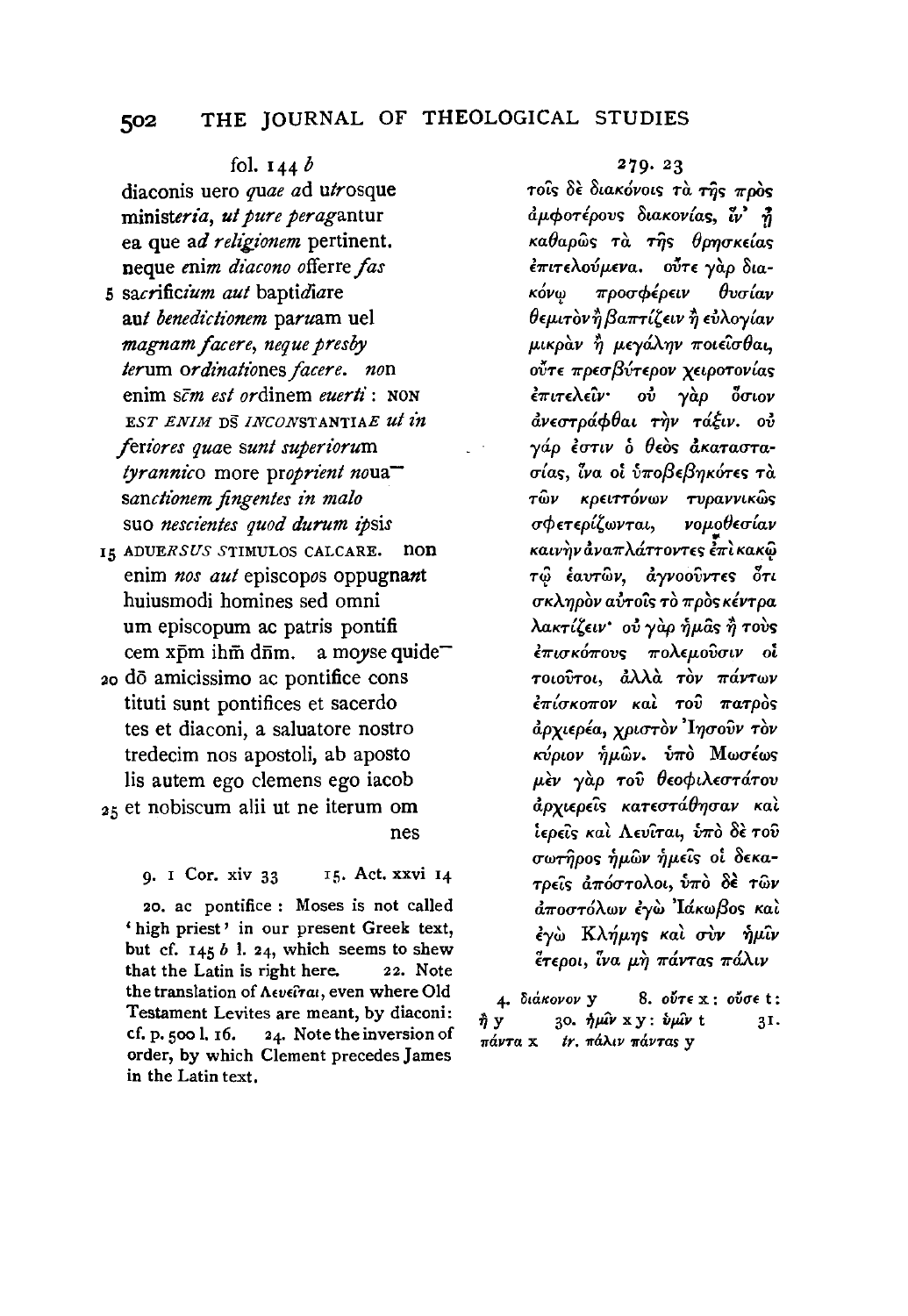fol. 144 *b*

diaconis uero *quae* *a*d u*tr*osque
minist*eria*, *ut pure perag*antur
ea que a*d religionem* pertinent.
neque *enim diacono* offerre *fas*
5 sa*cr*ific*ium aut* bapti*di*are
au*t benedictionem* par*u*am uel
*magnam facere*, *neque presby*
*ter*um ordina*tion*es *facere*. *no*n
enim s͞c͞m *est or*dinem *euerti*: NON
EST *ENIM* D͞S *INCON*STANTIA*E ut in*
*f*eriores *quae* s*unt superioru*m
*tyrannic*o more pr*oprient no*ua͞
san*ctionem fingentes in malo*
suo *nescientes quod durum ip*sis
15 ADUE*RSUS S*TIMULOS CALCARE. non
enim *nos aut* episcop*o*s oppugna*nt*
huiusmodi homines sed omni
um episcopum ac patris pontifi
cem xp͞m ih͞m dn͞m. a mo*y*se quide͞
20 d͞o amicissimo ac pontifice cons
tituti sunt pontifices et sacerdo
tes et diaconi, a saluatore nostro
tredecim nos apostoli, ab aposto
lis autem ego clemens ego iacob
25 et nobiscum alii ut ne iterum om
nes

9. 1 Cor. xiv 33   15. Act. xxvi 14

20. ac pontifice: Moses is not called 'high priest' in our present Greek text, but cf. 145 *b* l. 24, which seems to shew that the Latin is right here. 22. Note the translation of Λευεῖται, even where Old Testament Levites are meant, by diaconi: cf. p. 500 l. 16. 24. Note the inversion of order, by which Clement precedes James in the Latin text.

279. 23

τοῖς δὲ διακόνοις τὰ τῆς πρὸς
ἀμφοτέρους διακονίας, ἵν' ᾖ
καθαρῶς τὰ τῆς θρησκείας
ἐπιτελούμενα. οὔτε γὰρ δια-
κόνῳ προσφέρειν θυσίαν
θεμιτὸν ἢ βαπτίζειν ἢ εὐλογίαν
μικρὰν ἢ μεγάλην ποιεῖσθαι,
οὔτε πρεσβύτερον χειροτονίας
ἐπιτελεῖν· οὐ γὰρ ὅσιον
ἀνεστράφθαι τὴν τάξιν. οὐ
γάρ ἐστιν ὁ θεὸς ἀκαταστα-
σίας, ἵνα οἱ ὑποβεβηκότες τὰ
τῶν κρειττόνων τυραννικῶς
σφετερίζωνται, νομοθεσίαν
καινὴν ἀναπλάττοντες ἐπὶ κακῷ
τῷ ἑαυτῶν, ἀγνοοῦντες ὅτι
σκληρὸν αὐτοῖς τὸ πρὸς κέντρα
λακτίζειν· οὐ γὰρ ἡμᾶς ἢ τοὺς
ἐπισκόπους πολεμοῦσιν οἱ
τοιοῦτοι, ἀλλὰ τὸν πάντων
ἐπίσκοπον καὶ τοῦ πατρὸς
ἀρχιερέα, χριστὸν Ἰησοῦν τὸν
κύριον ἡμῶν. ὑπὸ Μωσέως
μὲν γὰρ τοῦ θεοφιλεστάτου
ἀρχιερεῖς κατεστάθησαν καὶ
ἱερεῖς καὶ Λευῖται, ὑπὸ δὲ τοῦ
σωτῆρος ἡμῶν ἡμεῖς οἱ δεκα-
τρεῖς ἀπόστολοι, ὑπὸ δὲ τῶν
ἀποστόλων ἐγὼ Ἰάκωβος καὶ
ἐγὼ Κλήμης καὶ σὺν ἡμῖν
ἕτεροι, ἵνα μὴ πάντας πάλιν

4. διάκονον y   8. οὔτε x: οὔσε t: ἢ y   30. ἡμῖν x y: ὑμῖν t   31. πάντα x   *tr.* πάλιν πάντας y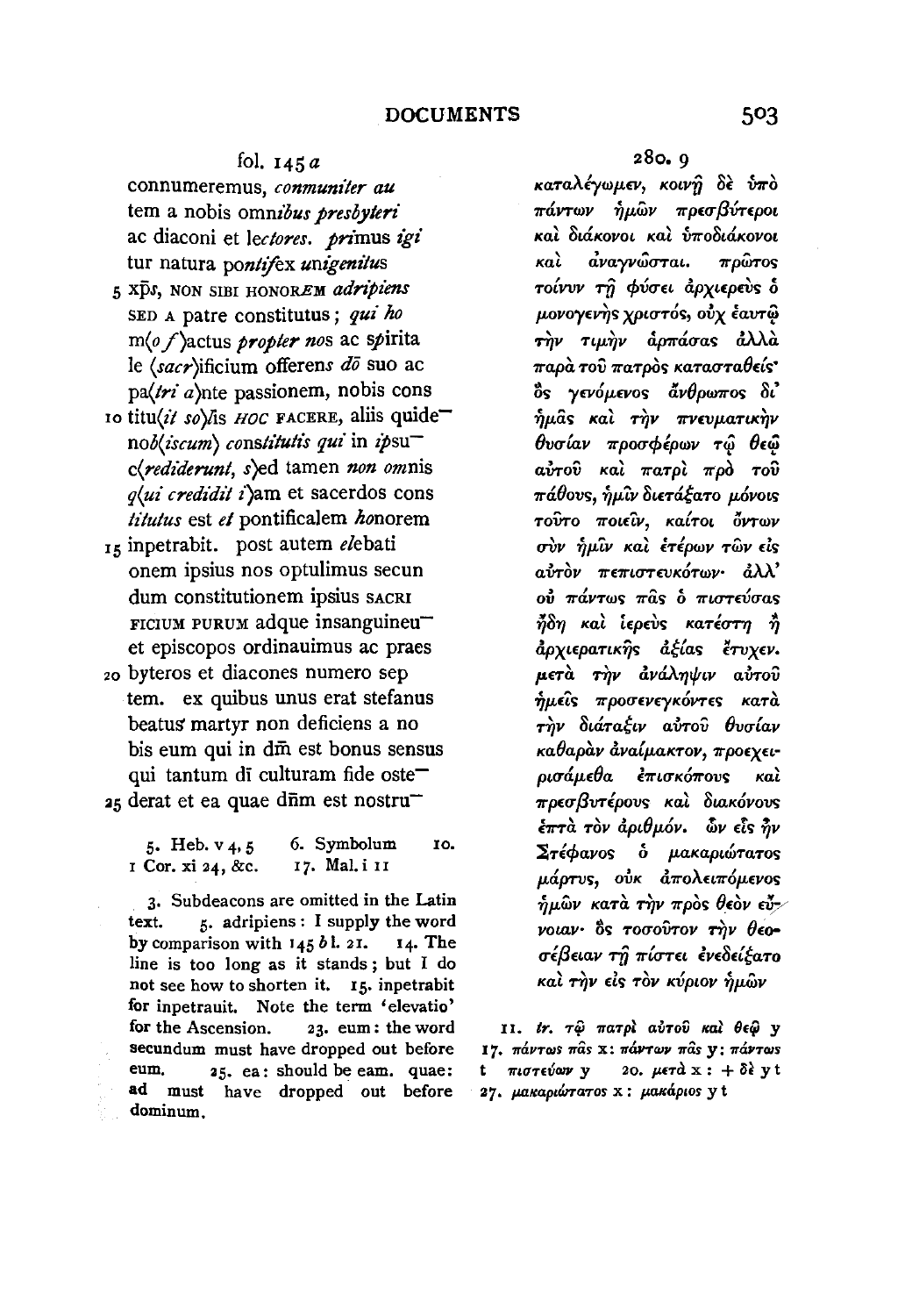fol. 145 *a*

connumeremus, *conmuniter au*
tem a nobis omn*ibus presbyteri*
ac diaconi et le*ctores*. *pri*mus *igi*
tur natura pon*tif*ex *unigenitus*
5 xp̄s, NON SIBI HONOR*EM* *adripiens*
SED A patre constitutus; *qui ho*
m⟨*o f*⟩actus *propter nos* ac s*p*irita
le ⟨*sacr*⟩ificium offeren*s* d̄o suo ac
pa⟨*tri a*⟩nte passionem, nobis cons
10 titu⟨*it so*⟩lis *HOC* FACERE, aliis quide¯
no*b*⟨*iscum*⟩ cons*titutis qui* in *ip*su¯
c⟨*rediderunt, s*⟩ed tamen *non omn*is
*q*⟨*ui credidit i*⟩am et sacerdos cons
*titutus* est *et* pontificalem *h*onorem
15 inpetrabit. post autem *el*ebati
onem ipsius nos optulimus secun
dum constitutionem ipsius SACRI
FICIUM PURUM adque insanguineu¯
et episcopos ordinauimus ac praes
20 byteros et diacones numero sep
tem. ex quibus unus erat stefanus
beatus' martyr non deficiens a no
bis eum qui in d̄m est bonus sensus
qui tantum d̄i culturam fide oste¯
25 derat et ea quae d̄nm est nostru¯

280. 9

καταλέγωμεν, κοινῇ δὲ ὑπὸ
πάντων ἡμῶν πρεσβύτεροι
καὶ διάκονοι καὶ ὑποδιάκονοι
καὶ ἀναγνῶσται. πρῶτος
τοίνυν τῇ φύσει ἀρχιερεὺς ὁ
μονογενὴς χριστός, οὐχ ἑαυτῷ
τὴν τιμὴν ἁρπάσας ἀλλὰ
παρὰ τοῦ πατρὸς κατασταθείς·
ὃς γενόμενος ἄνθρωπος δι'
ἡμᾶς καὶ τὴν πνευματικὴν
θυσίαν προσφέρων τῷ θεῷ
αὐτοῦ καὶ πατρὶ πρὸ τοῦ
πάθους, ἡμῖν διετάξατο μόνοις
τοῦτο ποιεῖν, καίτοι ὄντων
σὺν ἡμῖν καὶ ἑτέρων τῶν εἰς
αὐτὸν πεπιστευκότων· ἀλλ'
οὐ πάντως πᾶς ὁ πιστεύσας
ἤδη καὶ ἱερεὺς κατέστη ἢ
ἀρχιερατικῆς ἀξίας ἔτυχεν.
μετὰ τὴν ἀνάληψιν αὐτοῦ
ἡμεῖς προσενεγκόντες κατὰ
τὴν διάταξιν αὐτοῦ θυσίαν
καθαρὰν ἀναίμακτον, προεχει-
ρισάμεθα ἐπισκόπους καὶ
πρεσβυτέρους καὶ διακόνους
ἑπτὰ τὸν ἀριθμόν. ὧν εἷς ἦν
Στέφανος ὁ μακαριώτατος
μάρτυς, οὐκ ἀπολειπόμενος
ἡμῶν κατὰ τὴν πρὸς θεὸν εὔ-
νοιαν· ὃς τοσοῦτον τὴν θεο-
σέβειαν τῇ πίστει ἐνεδείξατο
καὶ τὴν εἰς τὸν κύριον ἡμῶν

5. Heb. v 4, 5 6. Symbolum 10. I Cor. xi 24, &c. 17. Mal. i 11

3. Subdeacons are omitted in the Latin text. 5. adripiens: I supply the word by comparison with 145 *b* l. 21. 14. The line is too long as it stands; but I do not see how to shorten it. 15. inpetrabit for inpetrauit. Note the term 'elevatio' for the Ascension. 23. eum: the word secundum must have dropped out before eum. 25. ea: should be eam. quae: ad must have dropped out before dominum.

11. *tr.* τῷ πατρὶ αὐτοῦ καὶ θεῷ y 17. πάντως πᾶς x: πάντων πᾶς y: πάντως t πιστεύων y 20. μετὰ x: + δὲ y t 27. μακαριώτατος x: μακάριος y t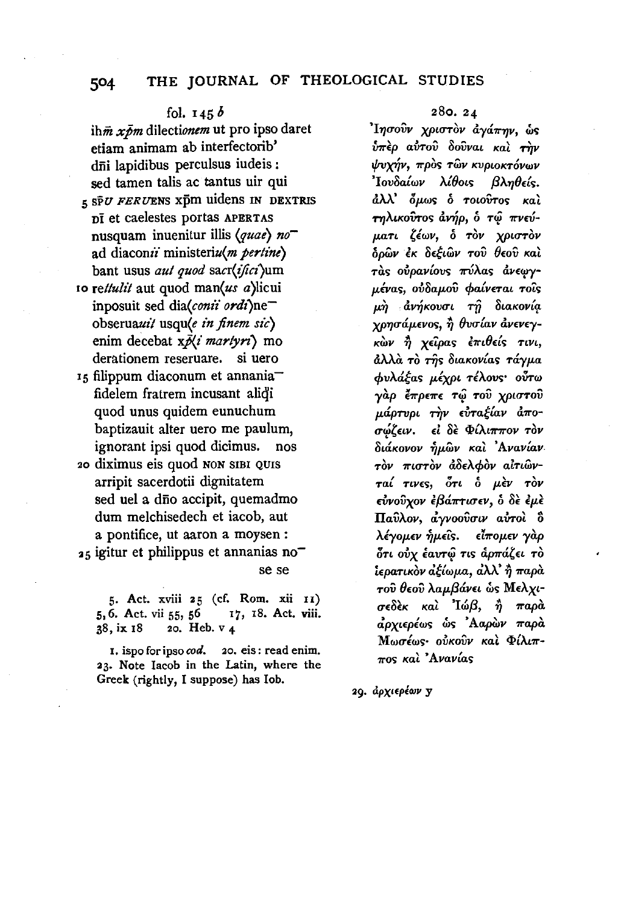fol. 145 *b*

ihm̄ *xp̄m* dilecti*onem* ut pro ipso daret
etiam animam ab interfectorib'
dn̄i lapidibus perculsus iudeis :
sed tamen talis ac tantus uir qui
5 SP̄U *FERUE*NS xp̄m uidens IN DEXTRIS
DĪ et caelestes portas APERTAS
nusquam inuenitur illis ⟨*quae*⟩ *no*‾
ad diacon*ii* ministeriu⟨*m pertine*⟩
bant usus *aut quod* sacr⟨*ifici*⟩um
10 re*tulit* aut quod man⟨*us a*⟩licui
inposuit sed dia⟨*conii ordi*⟩ne‾
obserua*uit* usqu⟨*e in finem sic*⟩
enim decebat x*p̄*⟨*i martyri*⟩ mo
derationem reseruare. si uero
15 filippum diaconum et annania‾
fidelem fratrem incusant aliq̄i
quod unus quidem eunuchum
baptizauit alter uero me paulum,
ignorant ipsi quod dicimus. nos
20 diximus eis quod NON SIBI QUIS
arripit sacerdotii dignitatem
sed uel a dn̄o accipit, quemadmo
dum melchisedech et iacob, aut
a pontifice, ut aaron a moysen :
25 igitur et philippus et annanias no‾
se se

280. 24

Ἰησοῦν χριστὸν ἀγάπην, ὡς
ὑπὲρ αὐτοῦ δοῦναι καὶ τὴν
ψυχήν, πρὸς τῶν κυριοκτόνων
Ἰουδαίων λίθοις βληθείς.
ἀλλ' ὅμως ὁ τοιοῦτος καὶ
τηλικοῦτος ἀνήρ, ὁ τῷ πνεύ-
ματι ζέων, ὁ τὸν χριστὸν
ὁρῶν ἐκ δεξιῶν τοῦ θεοῦ καὶ
τὰς οὐρανίους πύλας ἀνεῳγ-
μένας, οὐδαμοῦ φαίνεται τοῖς
μὴ ἀνήκουσι τῇ διακονίᾳ
χρησάμενος, ἢ θυσίαν ἀνενεγ-
κὼν ἢ χεῖρας ἐπιθείς τινι,
ἀλλὰ τὸ τῆς διακονίας τάγμα
φυλάξας μέχρι τέλους· οὕτω
γὰρ ἔπρεπε τῷ τοῦ χριστοῦ
μάρτυρι τὴν εὐταξίαν ἀπο-
σῴζειν. εἰ δὲ Φίλιππον τὸν
διάκονον ἡμῶν καὶ Ἀνανίαν
τὸν πιστὸν ἀδελφὸν αἰτιῶν-
ταί τινες, ὅτι ὁ μὲν τὸν
εὐνοῦχον ἐβάπτισεν, ὁ δὲ ἐμὲ
Παῦλον, ἀγνοοῦσιν αὐτοὶ ὃ
λέγομεν ἡμεῖς. εἴπομεν γὰρ
ὅτι οὐχ ἑαυτῷ τις ἁρπάζει τὸ
ἱερατικὸν ἀξίωμα, ἀλλ' ἢ παρὰ
τοῦ θεοῦ λαμβάνει ὡς Μελχι-
σεδὲκ καὶ Ἰώβ, ἢ παρὰ
ἀρχιερέως ὡς Ἀαρὼν παρὰ
Μωσέως· οὐκοῦν καὶ Φίλιπ-
πος καὶ Ἀνανίας

5. Act. xviii 25 (cf. Rom. xii 11)
5, 6. Act. vii 55, 56 17, 18. Act. viii. 38, ix 18 20. Heb. v 4

1. ispo for ipso *cod*. 20. eis : read enim.
23. Note Iacob in the Latin, where the Greek (rightly, I suppose) has Iob.

29. ἀρχιερέων y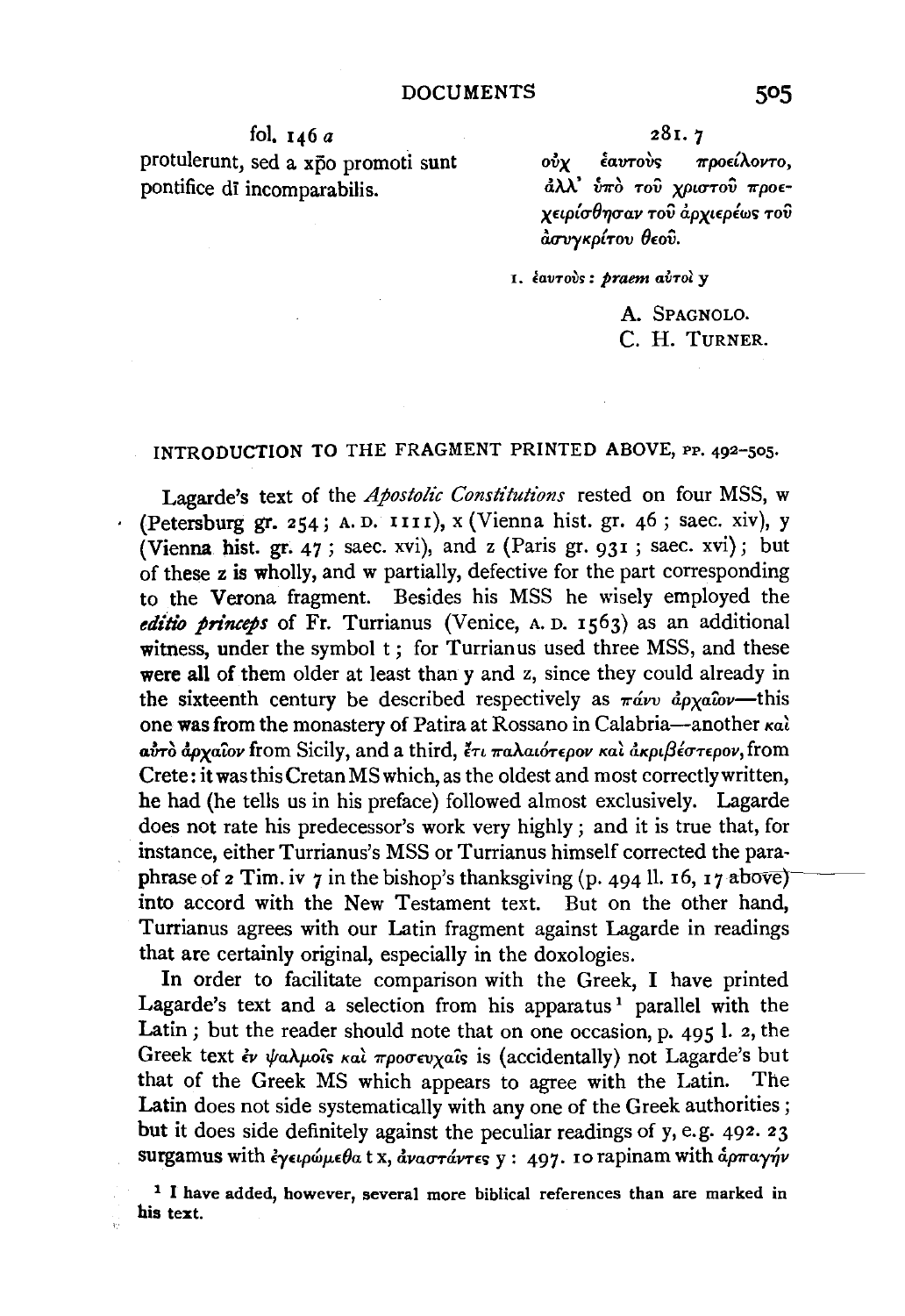| fol. 146 *a* | 281. 7 |
| --- | --- |
| protulerunt, sed a xp̄o promoti sunt pontifice dī incomparabilis. | οὐχ ἑαυτοὺς προείλοντο, ἀλλ' ὑπὸ τοῦ χριστοῦ προεχειρίσθησαν τοῦ ἀρχιερέως τοῦ ἀσυγκρίτου θεοῦ. |

1. ἑαυτοὺς: *praem* αὐτοὶ y

A. SPAGNOLO.
C. H. TURNER.

## INTRODUCTION TO THE FRAGMENT PRINTED ABOVE, PP. 492–505.

Lagarde's text of the *Apostolic Constitutions* rested on four MSS, w (Petersburg gr. 254; A.D. 1111), x (Vienna hist. gr. 46; saec. xiv), y (Vienna hist. gr. 47; saec. xvi), and z (Paris gr. 931; saec. xvi); but of these z is wholly, and w partially, defective for the part corresponding to the Verona fragment. Besides his MSS he wisely employed the *editio princeps* of Fr. Turrianus (Venice, A.D. 1563) as an additional witness, under the symbol t; for Turrianus used three MSS, and these were all of them older at least than y and z, since they could already in the sixteenth century be described respectively as πάνυ ἀρχαῖον—this one was from the monastery of Patira at Rossano in Calabria—another καὶ αὐτὸ ἀρχαῖον from Sicily, and a third, ἔτι παλαιότερον καὶ ἀκριβέστερον, from Crete: it was this Cretan MS which, as the oldest and most correctly written, he had (he tells us in his preface) followed almost exclusively. Lagarde does not rate his predecessor's work very highly; and it is true that, for instance, either Turrianus's MSS or Turrianus himself corrected the paraphrase of 2 Tim. iv 7 in the bishop's thanksgiving (p. 494 ll. 16, 17 above) into accord with the New Testament text. But on the other hand, Turrianus agrees with our Latin fragment against Lagarde in readings that are certainly original, especially in the doxologies.

In order to facilitate comparison with the Greek, I have printed Lagarde's text and a selection from his apparatus[1] parallel with the Latin; but the reader should note that on one occasion, p. 495 l. 2, the Greek text ἐν ψαλμοῖς καὶ προσευχαῖς is (accidentally) not Lagarde's but that of the Greek MS which appears to agree with the Latin. The Latin does not side systematically with any one of the Greek authorities; but it does side definitely against the peculiar readings of y, e.g. 492. 23 surgamus with ἐγειρώμεθα t x, ἀναστάντες y: 497. 10 rapinam with ἁρπαγήν

[1] I have added, however, several more biblical references than are marked in his text.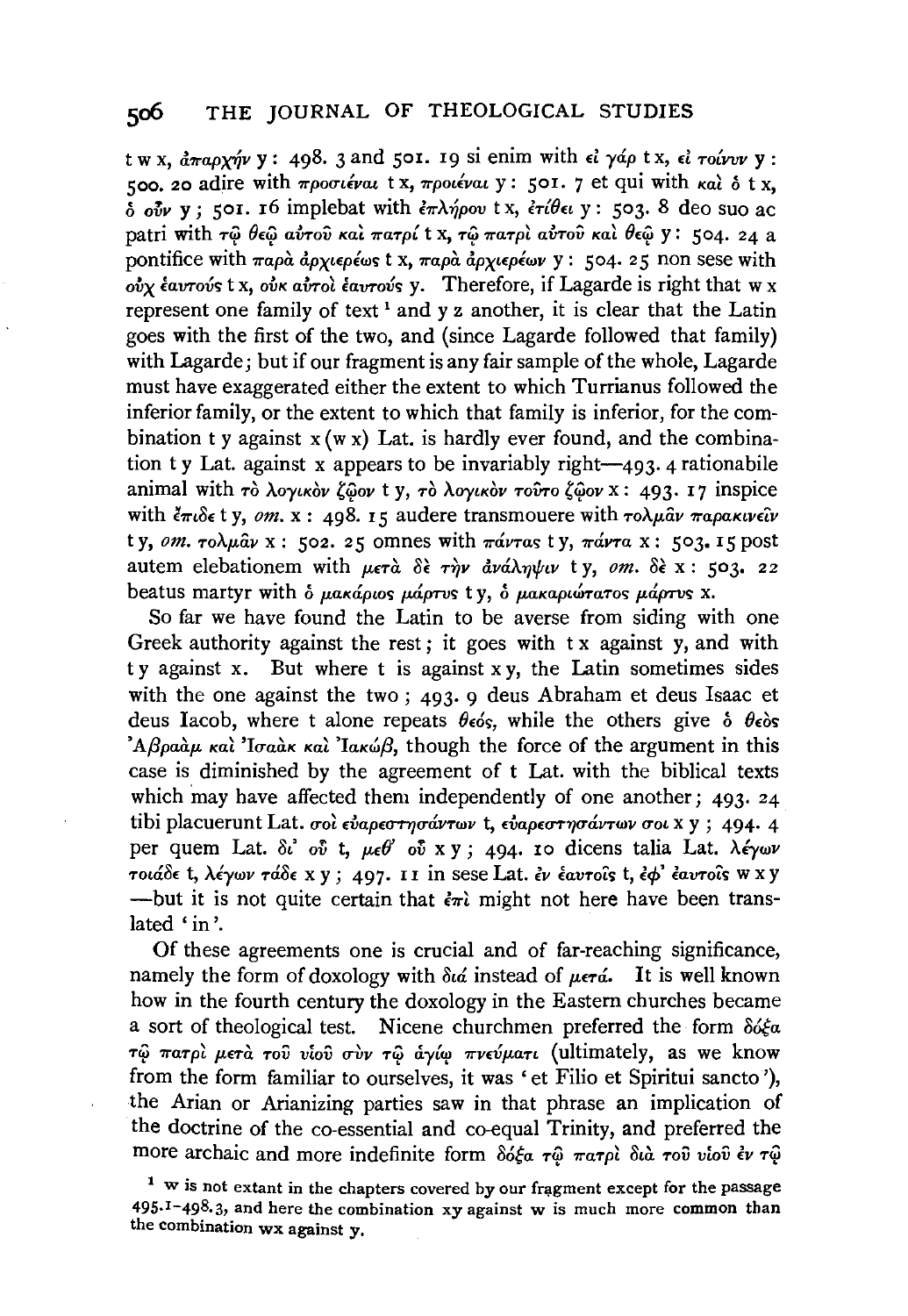t w x, ἀπαρχήν y : 498. 3 and 501. 19 si enim with εἰ γάρ t x, εἰ τοίνυν y : 500. 20 adire with προσιέναι t x, προιέναι y : 501. 7 et qui with καὶ ὁ t x, ὁ οὖν y ; 501. 16 implebat with ἐπλήρου t x, ἐτίθει y : 503. 8 deo suo ac patri with τῷ θεῷ αὐτοῦ καὶ πατρί t x, τῷ πατρὶ αὐτοῦ καὶ θεῷ y : 504. 24 a pontifice with παρὰ ἀρχιερέως t x, παρὰ ἀρχιερέων y : 504. 25 non sese with οὐχ ἑαυτούς t x, οὐκ αὐτοὶ ἑαυτούς y. Therefore, if Lagarde is right that w x represent one family of text [1] and y z another, it is clear that the Latin goes with the first of the two, and (since Lagarde followed that family) with Lagarde; but if our fragment is any fair sample of the whole, Lagarde must have exaggerated either the extent to which Turrianus followed the inferior family, or the extent to which that family is inferior, for the combination t y against x (w x) Lat. is hardly ever found, and the combination t y Lat. against x appears to be invariably right—493. 4 rationabile animal with τὸ λογικὸν ζῷον t y, τὸ λογικὸν τοῦτο ζῷον x : 493. 17 inspice with ἔπιδε t y, *om.* x : 498. 15 audere transmouere with τολμᾶν παρακινεῖν t y, *om.* τολμᾶν x : 502. 25 omnes with πάντας t y, πάντα x : 503. 15 post autem elebationem with μετὰ δὲ τὴν ἀνάληψιν t y, *om.* δὲ x : 503. 22 beatus martyr with ὁ μακάριος μάρτυς t y, ὁ μακαριώτατος μάρτυς x.

So far we have found the Latin to be averse from siding with one Greek authority against the rest; it goes with t x against y, and with t y against x. But where t is against x y, the Latin sometimes sides with the one against the two ; 493. 9 deus Abraham et deus Isaac et deus Iacob, where t alone repeats θεός, while the others give ὁ θεὸς Ἀβραὰμ καὶ Ἰσαὰκ καὶ Ἰακώβ, though the force of the argument in this case is diminished by the agreement of t Lat. with the biblical texts which may have affected them independently of one another; 493. 24 tibi placuerunt Lat. σοὶ εὐαρεστησάντων t, εὐαρεστησάντων σοι x y ; 494. 4 per quem Lat. δι' οὗ t, μεθ' οὗ x y ; 494. 10 dicens talia Lat. λέγων τοιάδε t, λέγων τάδε x y ; 497. 11 in sese Lat. ἐν ἑαυτοῖς t, ἐφ' ἑαυτοῖς w x y —but it is not quite certain that ἐπὶ might not here have been translated 'in'.

Of these agreements one is crucial and of far-reaching significance, namely the form of doxology with διά instead of μετά. It is well known how in the fourth century the doxology in the Eastern churches became a sort of theological test. Nicene churchmen preferred the form δόξα τῷ πατρὶ μετὰ τοῦ υἱοῦ σὺν τῷ ἁγίῳ πνεύματι (ultimately, as we know from the form familiar to ourselves, it was 'et Filio et Spiritui sancto'), the Arian or Arianizing parties saw in that phrase an implication of the doctrine of the co-essential and co-equal Trinity, and preferred the more archaic and more indefinite form δόξα τῷ πατρὶ διὰ τοῦ υἱοῦ ἐν τῷ

[1] w is not extant in the chapters covered by our fragment except for the passage 495.1–498.3, and here the combination xy against w is much more common than the combination wx against y.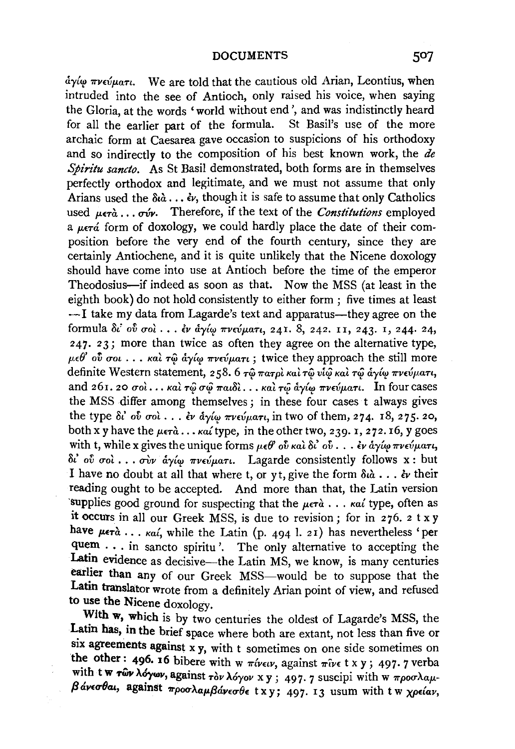ἁγίῳ πνεύματι. We are told that the cautious old Arian, Leontius, when intruded into the see of Antioch, only raised his voice, when saying the Gloria, at the words 'world without end', and was indistinctly heard for all the earlier part of the formula. St Basil's use of the more archaic form at Caesarea gave occasion to suspicions of his orthodoxy and so indirectly to the composition of his best known work, the *de Spiritu sancto*. As St Basil demonstrated, both forms are in themselves perfectly orthodox and legitimate, and we must not assume that only Arians used the διὰ ... ἐν, though it is safe to assume that only Catholics used μετὰ ... σύν. Therefore, if the text of the *Constitutions* employed a μετά form of doxology, we could hardly place the date of their composition before the very end of the fourth century, since they are certainly Antiochene, and it is quite unlikely that the Nicene doxology should have come into use at Antioch before the time of the emperor Theodosius—if indeed as soon as that. Now the MSS (at least in the eighth book) do not hold consistently to either form; five times at least —I take my data from Lagarde's text and apparatus—they agree on the formula δι' οὗ σοὶ ... ἐν ἁγίῳ πνεύματι, 241. 8, 242. 11, 243. 1, 244. 24, 247. 23; more than twice as often they agree on the alternative type, μεθ' οὗ σοι ... καὶ τῷ ἁγίῳ πνεύματι; twice they approach the still more definite Western statement, 258. 6 τῷ πατρὶ καὶ τῷ υἱῷ καὶ τῷ ἁγίῳ πνεύματι, and 261. 20 σοὶ ... καὶ τῷ σῷ παιδὶ ... καὶ τῷ ἁγίῳ πνεύματι. In four cases the MSS differ among themselves; in these four cases t always gives the type δι' οὗ σοὶ ... ἐν ἁγίῳ πνεύματι, in two of them, 274. 18, 275. 20, both x y have the μετὰ ... καί type, in the other two, 239. 1, 272. 16, y goes with t, while x gives the unique forms μεθ' οὗ καὶ δι' οὗ ... ἐν ἁγίῳ πνεύματι, δι' οὗ σοὶ ... σὺν ἁγίῳ πνεύματι. Lagarde consistently follows x: but I have no doubt at all that where t, or y t, give the form διὰ ... ἐν their reading ought to be accepted. And more than that, the Latin version supplies good ground for suspecting that the μετὰ ... καί type, often as it occurs in all our Greek MSS, is due to revision; for in 276. 2 t x y have μετὰ ... καί, while the Latin (p. 494 l. 21) has nevertheless 'per quem ... in sancto spiritu'. The only alternative to accepting the Latin evidence as decisive—the Latin MS, we know, is many centuries earlier than any of our Greek MSS—would be to suppose that the Latin translator wrote from a definitely Arian point of view, and refused to use the Nicene doxology.

With w, which is by two centuries the oldest of Lagarde's MSS, the Latin has, in the brief space where both are extant, not less than five or six agreements against x y, with t sometimes on one side sometimes on the other: 496. 16 bibere with w πίνειν, against πῖνε t x y; 497. 7 verba with t w τῶν λόγων, against τὸν λόγον x y; 497. 7 suscipi with w προσλαμβάνεσθαι, against προσλαμβάνεσθε t x y; 497. 13 usum with t w χρείαν,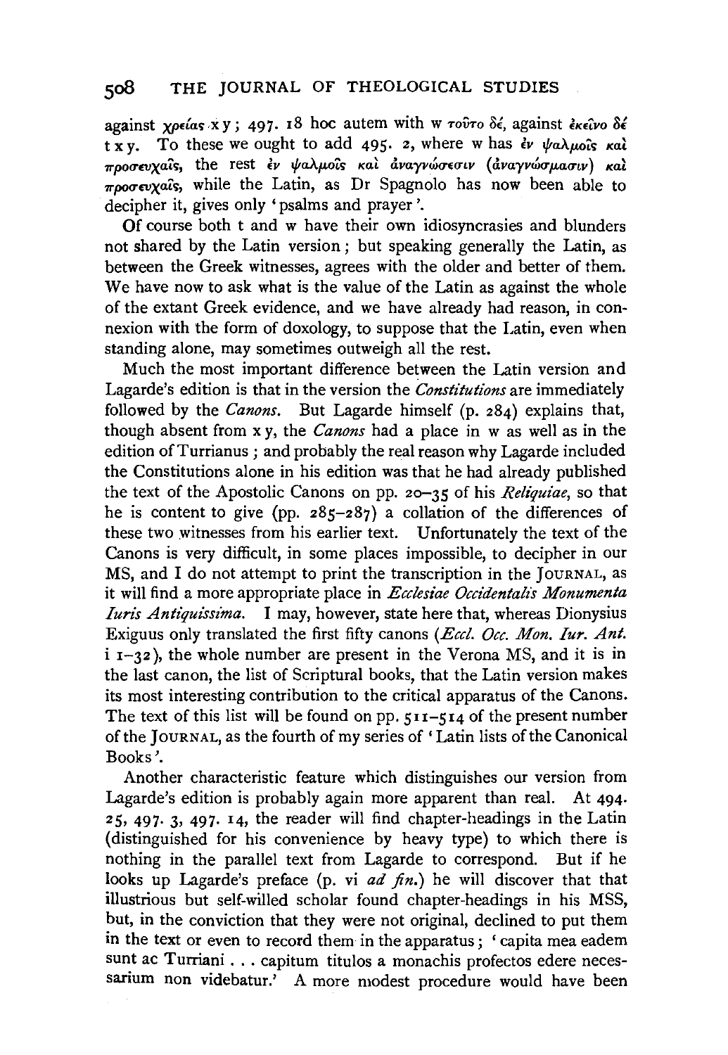against χρείας x y; 497. 18 hoc autem with w τοῦτο δέ, against ἐκεῖνο δέ t x y. To these we ought to add 495. 2, where w has ἐν ψαλμοῖς καὶ προσευχαῖς, the rest ἐν ψαλμοῖς καὶ ἀναγνώσεσιν (ἀναγνώσμασιν) καὶ προσευχαῖς, while the Latin, as Dr Spagnolo has now been able to decipher it, gives only 'psalms and prayer'.

Of course both t and w have their own idiosyncrasies and blunders not shared by the Latin version; but speaking generally the Latin, as between the Greek witnesses, agrees with the older and better of them. We have now to ask what is the value of the Latin as against the whole of the extant Greek evidence, and we have already had reason, in connexion with the form of doxology, to suppose that the Latin, even when standing alone, may sometimes outweigh all the rest.

Much the most important difference between the Latin version and Lagarde's edition is that in the version the *Constitutions* are immediately followed by the *Canons*. But Lagarde himself (p. 284) explains that, though absent from x y, the *Canons* had a place in w as well as in the edition of Turrianus; and probably the real reason why Lagarde included the Constitutions alone in his edition was that he had already published the text of the Apostolic Canons on pp. 20–35 of his *Reliquiae*, so that he is content to give (pp. 285–287) a collation of the differences of these two witnesses from his earlier text. Unfortunately the text of the Canons is very difficult, in some places impossible, to decipher in our MS, and I do not attempt to print the transcription in the JOURNAL, as it will find a more appropriate place in *Ecclesiae Occidentalis Monumenta Iuris Antiquissima*. I may, however, state here that, whereas Dionysius Exiguus only translated the first fifty canons (*Eccl. Occ. Mon. Iur. Ant.* i 1–32), the whole number are present in the Verona MS, and it is in the last canon, the list of Scriptural books, that the Latin version makes its most interesting contribution to the critical apparatus of the Canons. The text of this list will be found on pp. 511–514 of the present number of the JOURNAL, as the fourth of my series of 'Latin lists of the Canonical Books'.

Another characteristic feature which distinguishes our version from Lagarde's edition is probably again more apparent than real. At 494. 25, 497. 3, 497. 14, the reader will find chapter-headings in the Latin (distinguished for his convenience by heavy type) to which there is nothing in the parallel text from Lagarde to correspond. But if he looks up Lagarde's preface (p. vi *ad fin.*) he will discover that that illustrious but self-willed scholar found chapter-headings in his MSS, but, in the conviction that they were not original, declined to put them in the text or even to record them in the apparatus; 'capita mea eadem sunt ac Turriani . . . capitum titulos a monachis profectos edere necessarium non videbatur.' A more modest procedure would have been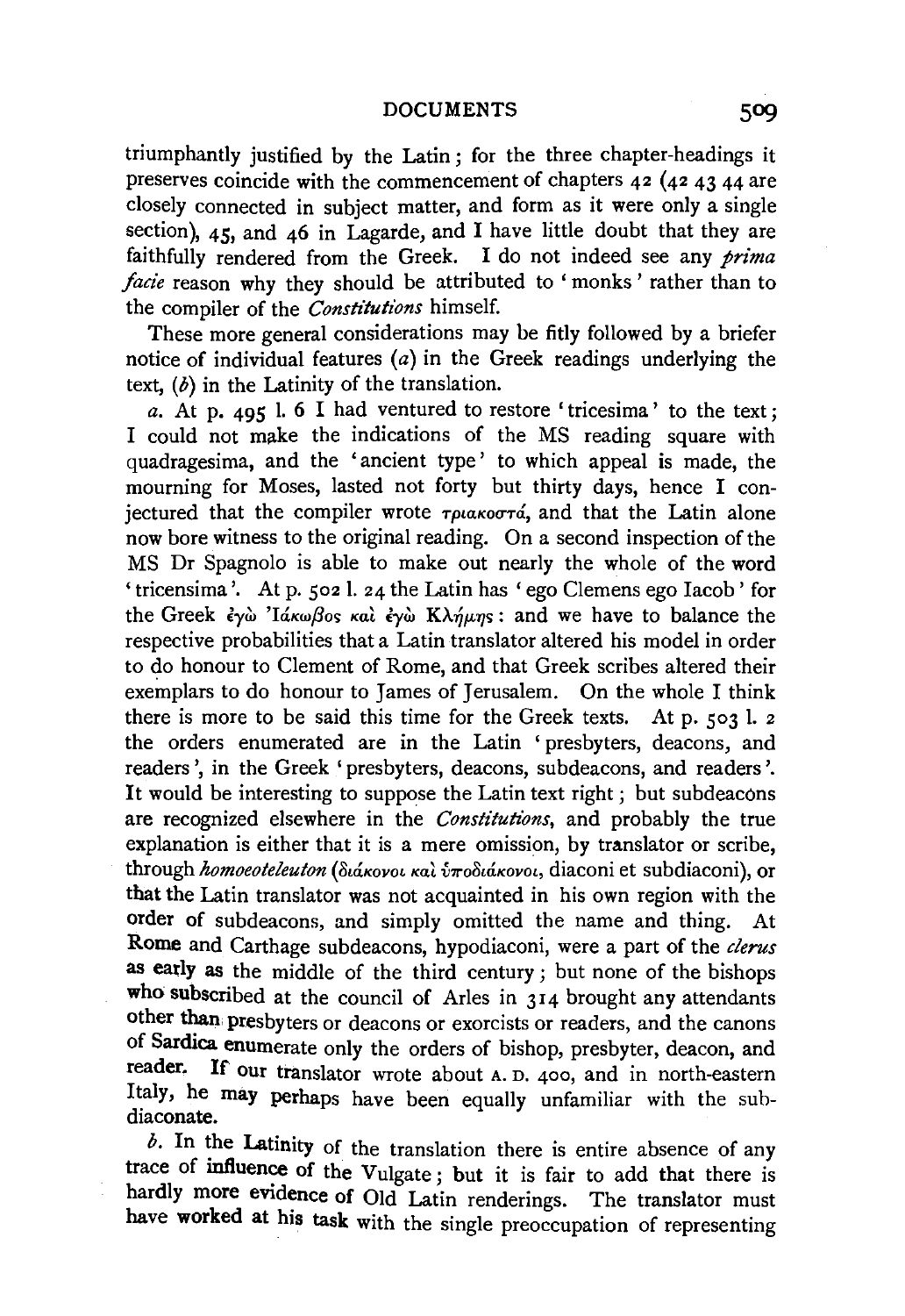triumphantly justified by the Latin; for the three chapter-headings it preserves coincide with the commencement of chapters 42 (42 43 44 are closely connected in subject matter, and form as it were only a single section), 45, and 46 in Lagarde, and I have little doubt that they are faithfully rendered from the Greek. I do not indeed see any *prima facie* reason why they should be attributed to 'monks' rather than to the compiler of the *Constitutions* himself.

These more general considerations may be fitly followed by a briefer notice of individual features (*a*) in the Greek readings underlying the text, (*b*) in the Latinity of the translation.

*a*. At p. 495 l. 6 I had ventured to restore 'tricesima' to the text; I could not make the indications of the MS reading square with quadragesima, and the 'ancient type' to which appeal is made, the mourning for Moses, lasted not forty but thirty days, hence I conjectured that the compiler wrote τριακοστά, and that the Latin alone now bore witness to the original reading. On a second inspection of the MS Dr Spagnolo is able to make out nearly the whole of the word 'tricensima'. At p. 502 l. 24 the Latin has 'ego Clemens ego Iacob' for the Greek ἐγὼ Ἰάκωβος καὶ ἐγὼ Κλήμης: and we have to balance the respective probabilities that a Latin translator altered his model in order to do honour to Clement of Rome, and that Greek scribes altered their exemplars to do honour to James of Jerusalem. On the whole I think there is more to be said this time for the Greek texts. At p. 503 l. 2 the orders enumerated are in the Latin 'presbyters, deacons, and readers', in the Greek 'presbyters, deacons, subdeacons, and readers'. It would be interesting to suppose the Latin text right; but subdeacons are recognized elsewhere in the *Constitutions*, and probably the true explanation is either that it is a mere omission, by translator or scribe, through *homoeoteleuton* (διάκονοι καὶ ὑποδιάκονοι, diaconi et subdiaconi), or that the Latin translator was not acquainted in his own region with the order of subdeacons, and simply omitted the name and thing. At Rome and Carthage subdeacons, hypodiaconi, were a part of the *clerus* as early as the middle of the third century; but none of the bishops who subscribed at the council of Arles in 314 brought any attendants other than presbyters or deacons or exorcists or readers, and the canons of Sardica enumerate only the orders of bishop, presbyter, deacon, and reader. If our translator wrote about A. D. 400, and in north-eastern Italy, he may perhaps have been equally unfamiliar with the subdiaconate.

*b*. In the Latinity of the translation there is entire absence of any trace of influence of the Vulgate; but it is fair to add that there is hardly more evidence of Old Latin renderings. The translator must have worked at his task with the single preoccupation of representing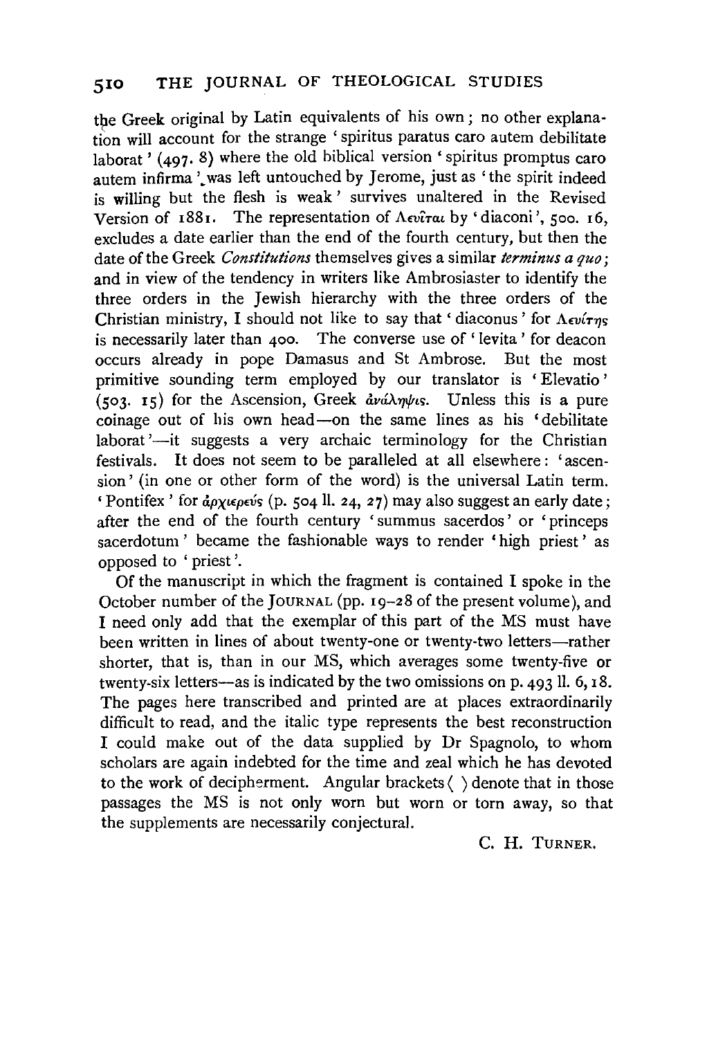the Greek original by Latin equivalents of his own; no other explanation will account for the strange 'spiritus paratus caro autem debilitate laborat' (497. 8) where the old biblical version 'spiritus promptus caro autem infirma' was left untouched by Jerome, just as 'the spirit indeed is willing but the flesh is weak' survives unaltered in the Revised Version of 1881. The representation of Λευῖται by 'diaconi', 500. 16, excludes a date earlier than the end of the fourth century, but then the date of the Greek *Constitutions* themselves gives a similar *terminus a quo*; and in view of the tendency in writers like Ambrosiaster to identify the three orders in the Jewish hierarchy with the three orders of the Christian ministry, I should not like to say that 'diaconus' for Λευίτης is necessarily later than 400. The converse use of 'levita' for deacon occurs already in pope Damasus and St Ambrose. But the most primitive sounding term employed by our translator is 'Elevatio' (503. 15) for the Ascension, Greek ἀνάληψις. Unless this is a pure coinage out of his own head—on the same lines as his 'debilitate laborat'—it suggests a very archaic terminology for the Christian festivals. It does not seem to be paralleled at all elsewhere: 'ascension' (in one or other form of the word) is the universal Latin term. 'Pontifex' for ἀρχιερεύς (p. 504 ll. 24, 27) may also suggest an early date; after the end of the fourth century 'summus sacerdos' or 'princeps sacerdotum' became the fashionable ways to render 'high priest' as opposed to 'priest'.

Of the manuscript in which the fragment is contained I spoke in the October number of the JOURNAL (pp. 19–28 of the present volume), and I need only add that the exemplar of this part of the MS must have been written in lines of about twenty-one or twenty-two letters—rather shorter, that is, than in our MS, which averages some twenty-five or twenty-six letters—as is indicated by the two omissions on p. 493 ll. 6, 18. The pages here transcribed and printed are at places extraordinarily difficult to read, and the italic type represents the best reconstruction I could make out of the data supplied by Dr Spagnolo, to whom scholars are again indebted for the time and zeal which he has devoted to the work of decipherment. Angular brackets ⟨ ⟩ denote that in those passages the MS is not only worn but worn or torn away, so that the supplements are necessarily conjectural.

C. H. TURNER.